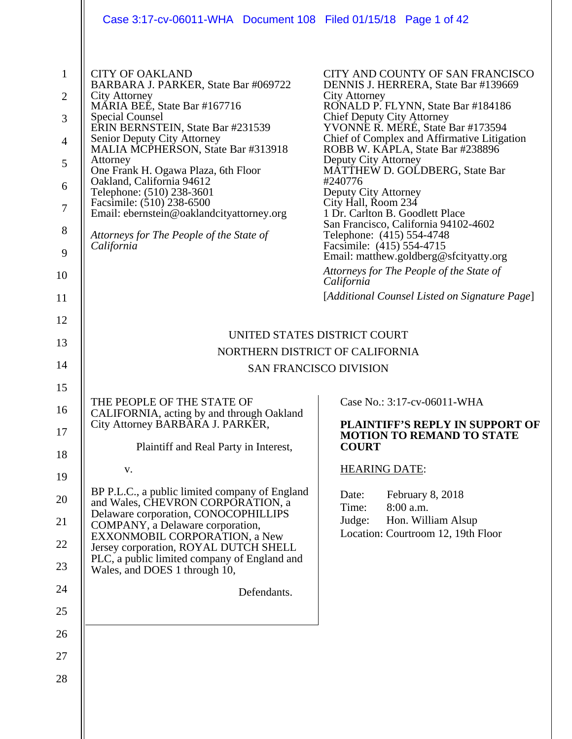CITY OF OAKLAND
BARBARA J. PARKER, State Bar #069722
City Attorney
MARIA BEE, State Bar #167716
Special Counsel
ERIN BERNSTEIN, State Bar #231539
Senior Deputy City Attorney
MALIA MCPHERSON, State Bar #313918
Attorney
One Frank H. Ogawa Plaza, 6th Floor
Oakland, California 94612
Telephone: (510) 238-3601
Facsimile: (510) 238-6500
Email: ebernstein@oaklandcityattorney.org

*Attorneys for The People of the State of California*

CITY AND COUNTY OF SAN FRANCISCO
DENNIS J. HERRERA, State Bar #139669
City Attorney
RONALD P. FLYNN, State Bar #184186
Chief Deputy City Attorney
YVONNE R. MERÉ, State Bar #173594
Chief of Complex and Affirmative Litigation
ROBB W. KAPLA, State Bar #238896
Deputy City Attorney
MATTHEW D. GOLDBERG, State Bar #240776
Deputy City Attorney
City Hall, Room 234
1 Dr. Carlton B. Goodlett Place
San Francisco, California 94102-4602
Telephone: (415) 554-4748
Facsimile: (415) 554-4715
Email: matthew.goldberg@sfcityatty.org

*Attorneys for The People of the State of California*

[*Additional Counsel Listed on Signature Page*]

UNITED STATES DISTRICT COURT
NORTHERN DISTRICT OF CALIFORNIA
SAN FRANCISCO DIVISION

THE PEOPLE OF THE STATE OF CALIFORNIA, acting by and through Oakland City Attorney BARBARA J. PARKER,

Plaintiff and Real Party in Interest,

v.

BP P.L.C., a public limited company of England and Wales, CHEVRON CORPORATION, a Delaware corporation, CONOCOPHILLIPS COMPANY, a Delaware corporation, EXXONMOBIL CORPORATION, a New Jersey corporation, ROYAL DUTCH SHELL PLC, a public limited company of England and Wales, and DOES 1 through 10,

Defendants.

Case No.: 3:17-cv-06011-WHA

**PLAINTIFF'S REPLY IN SUPPORT OF MOTION TO REMAND TO STATE COURT**

HEARING DATE:

Date: February 8, 2018
Time: 8:00 a.m.
Judge: Hon. William Alsup
Location: Courtroom 12, 19th Floor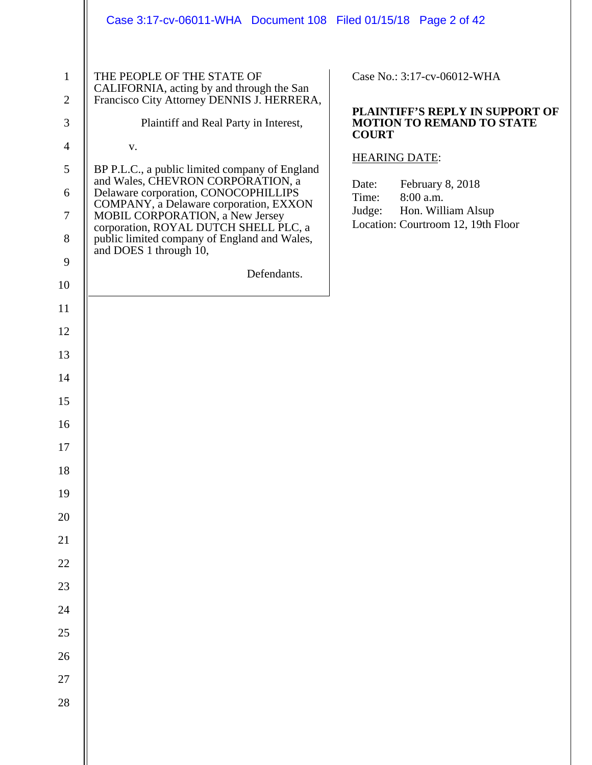THE PEOPLE OF THE STATE OF CALIFORNIA, acting by and through the San Francisco City Attorney DENNIS J. HERRERA,

Plaintiff and Real Party in Interest,

v.

BP P.L.C., a public limited company of England and Wales, CHEVRON CORPORATION, a Delaware corporation, CONOCOPHILLIPS COMPANY, a Delaware corporation, EXXON MOBIL CORPORATION, a New Jersey corporation, ROYAL DUTCH SHELL PLC, a public limited company of England and Wales, and DOES 1 through 10,

Defendants.

Case No.: 3:17-cv-06012-WHA

**PLAINTIFF'S REPLY IN SUPPORT OF MOTION TO REMAND TO STATE COURT**

HEARING DATE:

Date: February 8, 2018
Time: 8:00 a.m.
Judge: Hon. William Alsup
Location: Courtroom 12, 19th Floor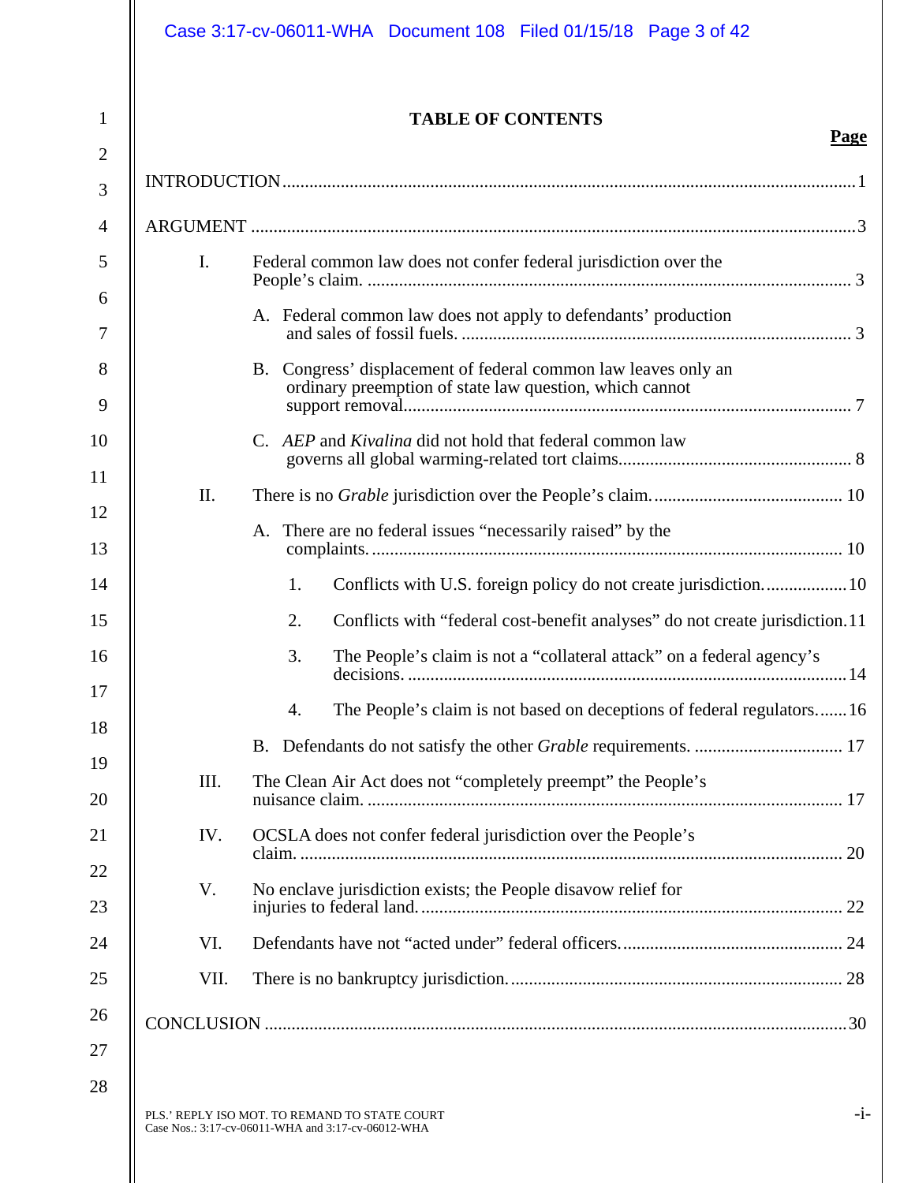# TABLE OF CONTENTS

**Page**

INTRODUCTION ..... 1

ARGUMENT ..... 3

- I. Federal common law does not confer federal jurisdiction over the People's claim. ..... 3
  - A. Federal common law does not apply to defendants' production and sales of fossil fuels. ..... 3
  - B. Congress' displacement of federal common law leaves only an ordinary preemption of state law question, which cannot support removal ..... 7
  - C. *AEP* and *Kivalina* did not hold that federal common law governs all global warming-related tort claims ..... 8
- II. There is no *Grable* jurisdiction over the People's claim. ..... 10
  - A. There are no federal issues "necessarily raised" by the complaints. ..... 10
    1. Conflicts with U.S. foreign policy do not create jurisdiction. ..... 10
    2. Conflicts with "federal cost-benefit analyses" do not create jurisdiction. ..... 11
    3. The People's claim is not a "collateral attack" on a federal agency's decisions. ..... 14
    4. The People's claim is not based on deceptions of federal regulators. ..... 16
  - B. Defendants do not satisfy the other *Grable* requirements. ..... 17
- III. The Clean Air Act does not "completely preempt" the People's nuisance claim. ..... 17
- IV. OCSLA does not confer federal jurisdiction over the People's claim. ..... 20
- V. No enclave jurisdiction exists; the People disavow relief for injuries to federal land. ..... 22
- VI. Defendants have not "acted under" federal officers. ..... 24
- VII. There is no bankruptcy jurisdiction. ..... 28

CONCLUSION ..... 30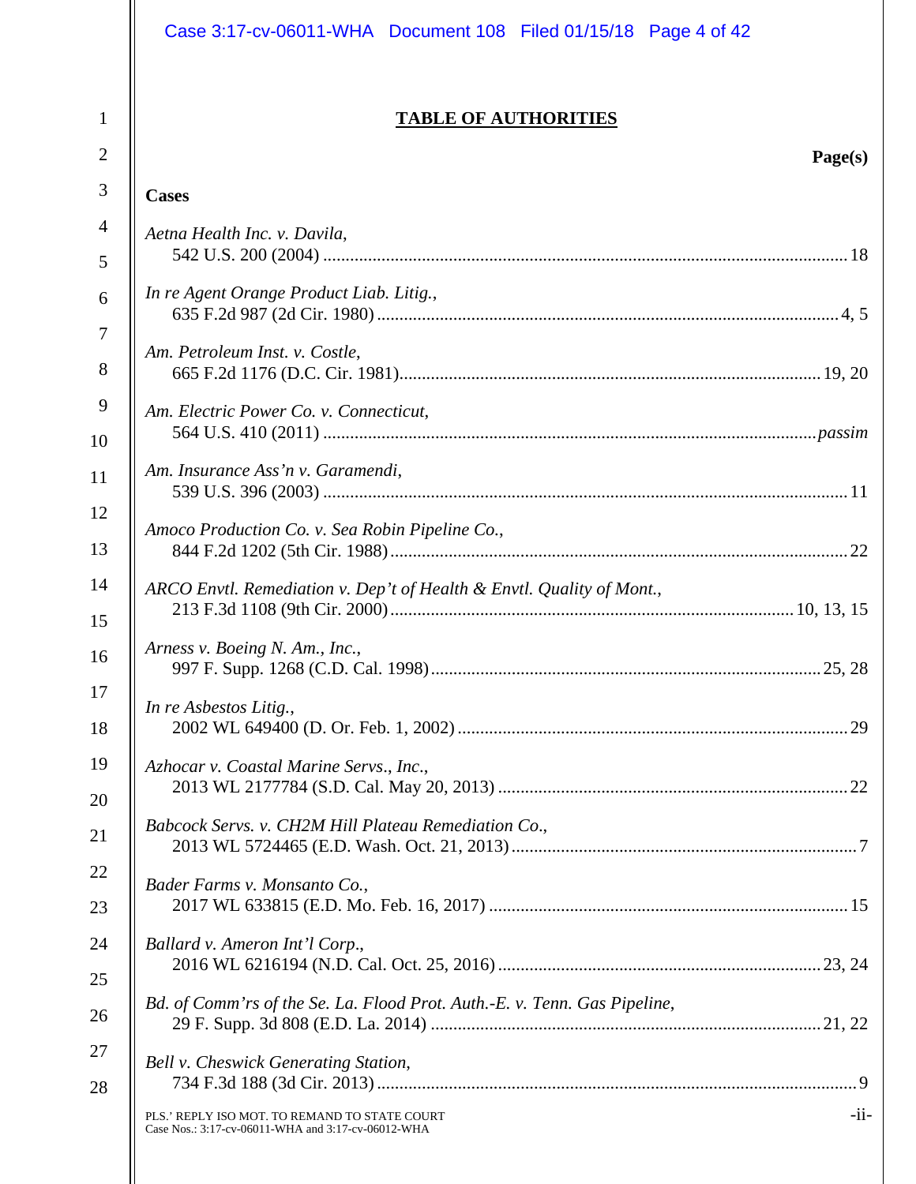## TABLE OF AUTHORITIES

**Page(s)**

**Cases**

*Aetna Health Inc. v. Davila*,
542 U.S. 200 (2004) .......... 18

*In re Agent Orange Product Liab. Litig.*,
635 F.2d 987 (2d Cir. 1980) .......... 4, 5

*Am. Petroleum Inst. v. Costle*,
665 F.2d 1176 (D.C. Cir. 1981) .......... 19, 20

*Am. Electric Power Co. v. Connecticut*,
564 U.S. 410 (2011) .......... *passim*

*Am. Insurance Ass'n v. Garamendi*,
539 U.S. 396 (2003) .......... 11

*Amoco Production Co. v. Sea Robin Pipeline Co.*,
844 F.2d 1202 (5th Cir. 1988) .......... 22

*ARCO Envtl. Remediation v. Dep't of Health & Envtl. Quality of Mont.*,
213 F.3d 1108 (9th Cir. 2000) .......... 10, 13, 15

*Arness v. Boeing N. Am., Inc.*,
997 F. Supp. 1268 (C.D. Cal. 1998) .......... 25, 28

*In re Asbestos Litig.*,
2002 WL 649400 (D. Or. Feb. 1, 2002) .......... 29

*Azhocar v. Coastal Marine Servs., Inc.*,
2013 WL 2177784 (S.D. Cal. May 20, 2013) .......... 22

*Babcock Servs. v. CH2M Hill Plateau Remediation Co.*,
2013 WL 5724465 (E.D. Wash. Oct. 21, 2013) .......... 7

*Bader Farms v. Monsanto Co.*,
2017 WL 633815 (E.D. Mo. Feb. 16, 2017) .......... 15

*Ballard v. Ameron Int'l Corp.*,
2016 WL 6216194 (N.D. Cal. Oct. 25, 2016) .......... 23, 24

*Bd. of Comm'rs of the Se. La. Flood Prot. Auth.-E. v. Tenn. Gas Pipeline*,
29 F. Supp. 3d 808 (E.D. La. 2014) .......... 21, 22

*Bell v. Cheswick Generating Station*,
734 F.3d 188 (3d Cir. 2013) .......... 9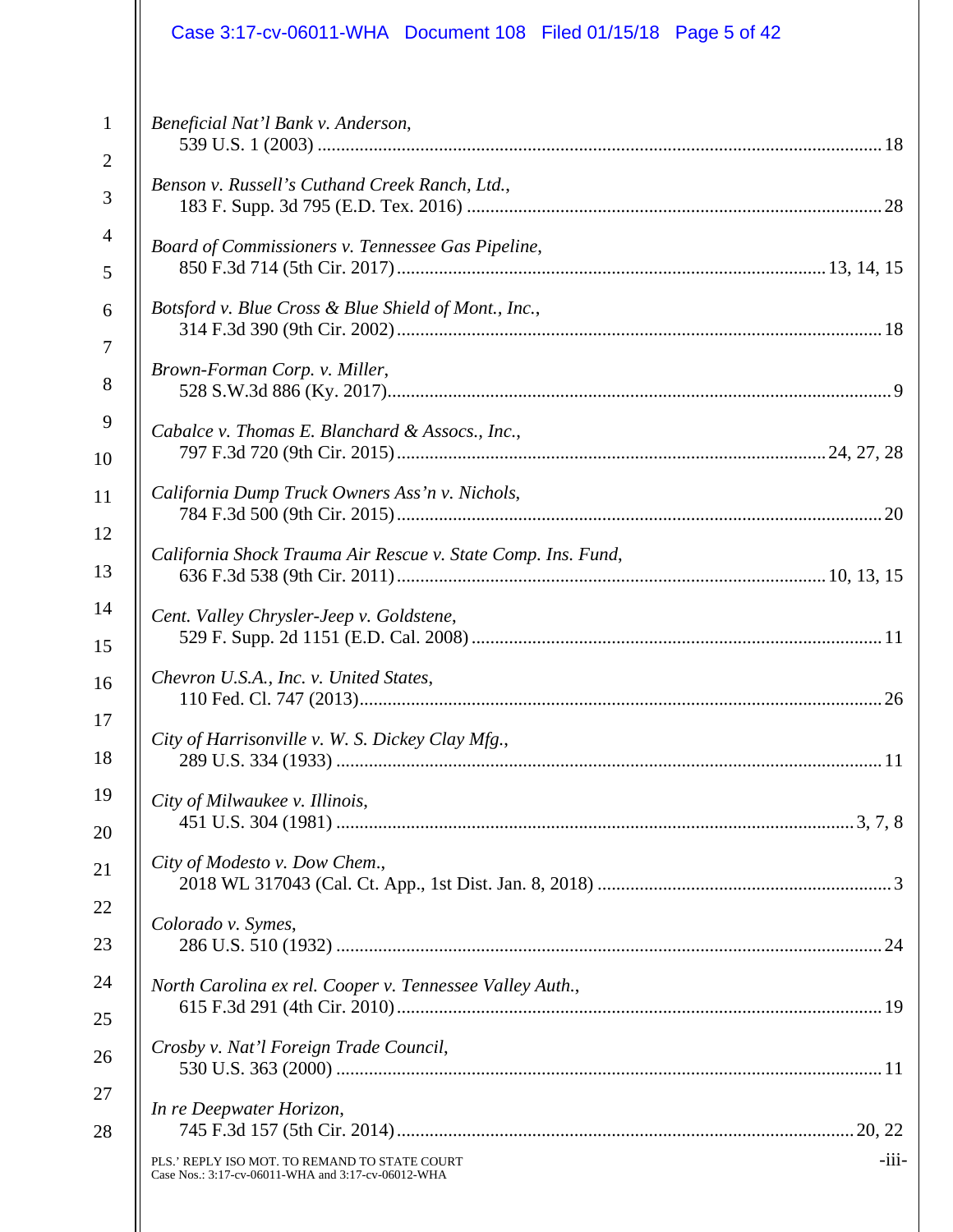*Beneficial Nat'l Bank v. Anderson*,
539 U.S. 1 (2003) ........................................................................................................ 18

*Benson v. Russell's Cuthand Creek Ranch, Ltd.*,
183 F. Supp. 3d 795 (E.D. Tex. 2016) ........................................................................ 28

*Board of Commissioners v. Tennessee Gas Pipeline*,
850 F.3d 714 (5th Cir. 2017) .......................................................................... 13, 14, 15

*Botsford v. Blue Cross & Blue Shield of Mont., Inc.*,
314 F.3d 390 (9th Cir. 2002) ....................................................................................... 18

*Brown-Forman Corp. v. Miller*,
528 S.W.3d 886 (Ky. 2017)............................................................................................ 9

*Cabalce v. Thomas E. Blanchard & Assocs., Inc.*,
797 F.3d 720 (9th Cir. 2015) .......................................................................... 24, 27, 28

*California Dump Truck Owners Ass'n v. Nichols*,
784 F.3d 500 (9th Cir. 2015) ....................................................................................... 20

*California Shock Trauma Air Rescue v. State Comp. Ins. Fund*,
636 F.3d 538 (9th Cir. 2011) .......................................................................... 10, 13, 15

*Cent. Valley Chrysler-Jeep v. Goldstene*,
529 F. Supp. 2d 1151 (E.D. Cal. 2008) ....................................................................... 11

*Chevron U.S.A., Inc. v. United States*,
110 Fed. Cl. 747 (2013)............................................................................................... 26

*City of Harrisonville v. W. S. Dickey Clay Mfg.*,
289 U.S. 334 (1933) ................................................................................................... 11

*City of Milwaukee v. Illinois*,
451 U.S. 304 (1981) ............................................................................................ 3, 7, 8

*City of Modesto v. Dow Chem*.,
2018 WL 317043 (Cal. Ct. App., 1st Dist. Jan. 8, 2018) .............................................. 3

*Colorado v. Symes*,
286 U.S. 510 (1932) ................................................................................................... 24

*North Carolina ex rel. Cooper v. Tennessee Valley Auth.*,
615 F.3d 291 (4th Cir. 2010) ....................................................................................... 19

*Crosby v. Nat'l Foreign Trade Council*,
530 U.S. 363 (2000) ................................................................................................... 11

*In re Deepwater Horizon*,
745 F.3d 157 (5th Cir. 2014) ................................................................................ 20, 22

PLS.' REPLY ISO MOT. TO REMAND TO STATE COURT
Case Nos.: 3:17-cv-06011-WHA and 3:17-cv-06012-WHA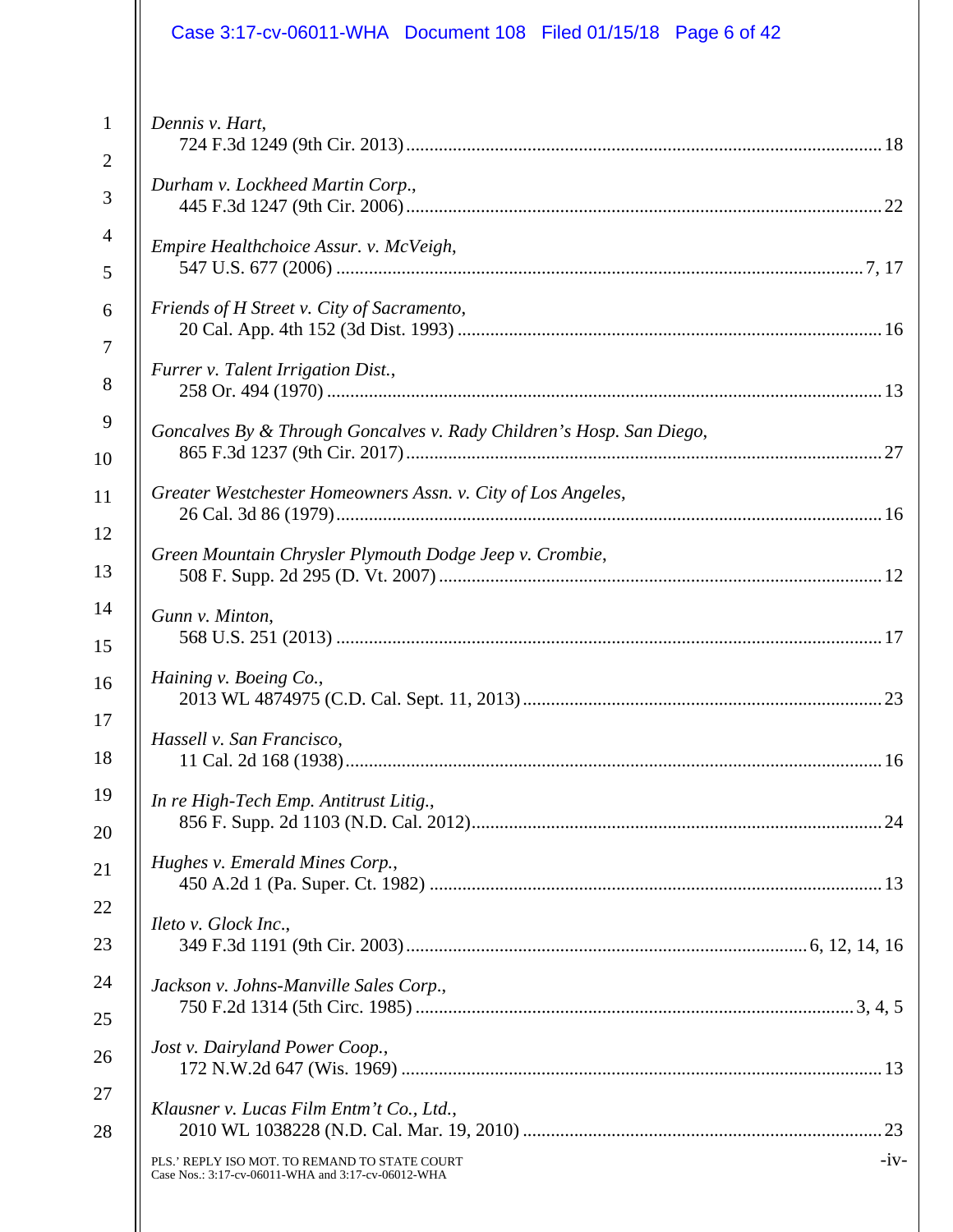*Dennis v. Hart*,
724 F.3d 1249 (9th Cir. 2013) ........................................................................................ 18

*Durham v. Lockheed Martin Corp.*,
445 F.3d 1247 (9th Cir. 2006) ........................................................................................ 22

*Empire Healthchoice Assur. v. McVeigh*,
547 U.S. 677 (2006) ................................................................................................. 7, 17

*Friends of H Street v. City of Sacramento*,
20 Cal. App. 4th 152 (3d Dist. 1993) .............................................................................. 16

*Furrer v. Talent Irrigation Dist.*,
258 Or. 494 (1970) ........................................................................................................ 13

*Goncalves By & Through Goncalves v. Rady Children's Hosp. San Diego*,
865 F.3d 1237 (9th Cir. 2017) ........................................................................................ 27

*Greater Westchester Homeowners Assn. v. City of Los Angeles*,
26 Cal. 3d 86 (1979) ...................................................................................................... 16

*Green Mountain Chrysler Plymouth Dodge Jeep v. Crombie*,
508 F. Supp. 2d 295 (D. Vt. 2007) .................................................................................. 12

*Gunn v. Minton*,
568 U.S. 251 (2013) ....................................................................................................... 17

*Haining v. Boeing Co.*,
2013 WL 4874975 (C.D. Cal. Sept. 11, 2013) ................................................................ 23

*Hassell v. San Francisco*,
11 Cal. 2d 168 (1938) ..................................................................................................... 16

*In re High-Tech Emp. Antitrust Litig.*,
856 F. Supp. 2d 1103 (N.D. Cal. 2012) ........................................................................... 24

*Hughes v. Emerald Mines Corp.*,
450 A.2d 1 (Pa. Super. Ct. 1982) ................................................................................... 13

*Ileto v. Glock Inc.*,
349 F.3d 1191 (9th Cir. 2003) ...................................................................... 6, 12, 14, 16

*Jackson v. Johns-Manville Sales Corp.*,
750 F.2d 1314 (5th Circ. 1985) ................................................................................. 3, 4, 5

*Jost v. Dairyland Power Coop.*,
172 N.W.2d 647 (Wis. 1969) .......................................................................................... 13

*Klausner v. Lucas Film Entm't Co., Ltd.*,
2010 WL 1038228 (N.D. Cal. Mar. 19, 2010) ................................................................ 23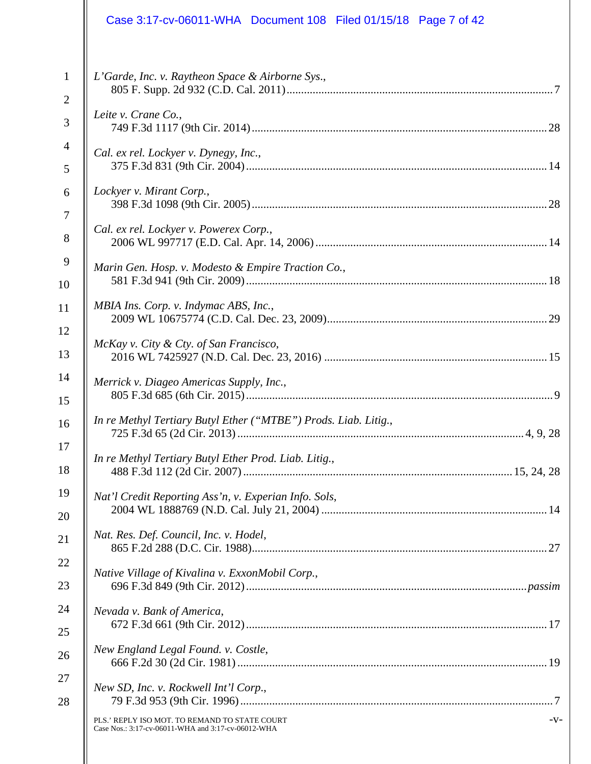*L'Garde, Inc. v. Raytheon Space & Airborne Sys.*,
805 F. Supp. 2d 932 (C.D. Cal. 2011) .......... 7

*Leite v. Crane Co.*,
749 F.3d 1117 (9th Cir. 2014) .......... 28

*Cal. ex rel. Lockyer v. Dynegy, Inc.*,
375 F.3d 831 (9th Cir. 2004) .......... 14

*Lockyer v. Mirant Corp.*,
398 F.3d 1098 (9th Cir. 2005) .......... 28

*Cal. ex rel. Lockyer v. Powerex Corp.*,
2006 WL 997717 (E.D. Cal. Apr. 14, 2006) .......... 14

*Marin Gen. Hosp. v. Modesto & Empire Traction Co.*,
581 F.3d 941 (9th Cir. 2009) .......... 18

*MBIA Ins. Corp. v. Indymac ABS, Inc.*,
2009 WL 10675774 (C.D. Cal. Dec. 23, 2009) .......... 29

*McKay v. City & Cty. of San Francisco*,
2016 WL 7425927 (N.D. Cal. Dec. 23, 2016) .......... 15

*Merrick v. Diageo Americas Supply, Inc.*,
805 F.3d 685 (6th Cir. 2015) .......... 9

*In re Methyl Tertiary Butyl Ether ("MTBE") Prods. Liab. Litig.*,
725 F.3d 65 (2d Cir. 2013) .......... 4, 9, 28

*In re Methyl Tertiary Butyl Ether Prod. Liab. Litig.*,
488 F.3d 112 (2d Cir. 2007) .......... 15, 24, 28

*Nat'l Credit Reporting Ass'n, v. Experian Info. Sols*,
2004 WL 1888769 (N.D. Cal. July 21, 2004) .......... 14

*Nat. Res. Def. Council, Inc. v. Hodel*,
865 F.2d 288 (D.C. Cir. 1988) .......... 27

*Native Village of Kivalina v. ExxonMobil Corp.*,
696 F.3d 849 (9th Cir. 2012) .......... *passim*

*Nevada v. Bank of America*,
672 F.3d 661 (9th Cir. 2012) .......... 17

*New England Legal Found. v. Costle*,
666 F.2d 30 (2d Cir. 1981) .......... 19

*New SD, Inc. v. Rockwell Int'l Corp.*,
79 F.3d 953 (9th Cir. 1996) .......... 7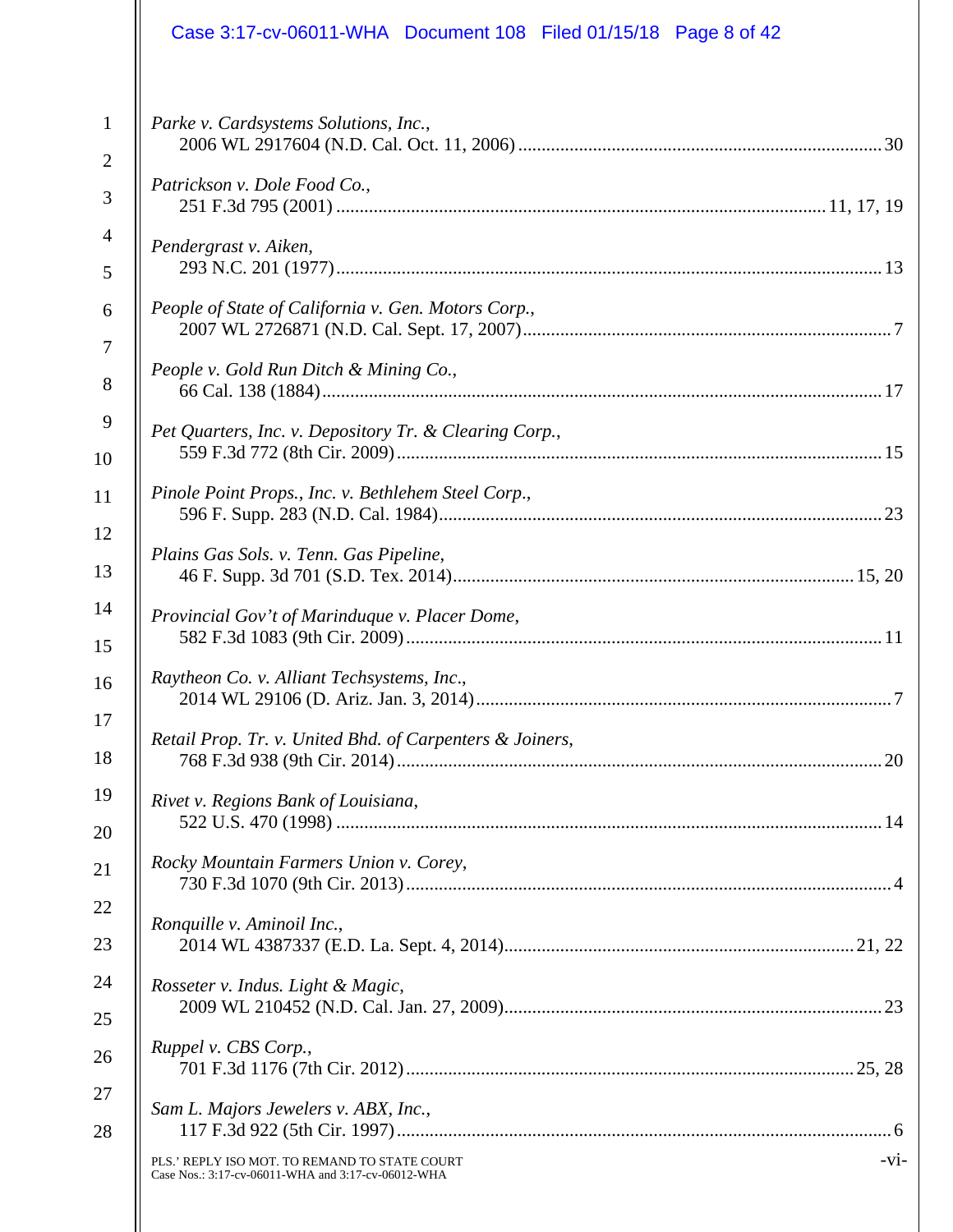*Parke v. Cardsystems Solutions, Inc.*,
2006 WL 2917604 (N.D. Cal. Oct. 11, 2006) .......... 30

*Patrickson v. Dole Food Co.*,
251 F.3d 795 (2001) .......... 11, 17, 19

*Pendergrast v. Aiken*,
293 N.C. 201 (1977) .......... 13

*People of State of California v. Gen. Motors Corp.*,
2007 WL 2726871 (N.D. Cal. Sept. 17, 2007) .......... 7

*People v. Gold Run Ditch & Mining Co.*,
66 Cal. 138 (1884) .......... 17

*Pet Quarters, Inc. v. Depository Tr. & Clearing Corp.*,
559 F.3d 772 (8th Cir. 2009) .......... 15

*Pinole Point Props., Inc. v. Bethlehem Steel Corp.*,
596 F. Supp. 283 (N.D. Cal. 1984) .......... 23

*Plains Gas Sols. v. Tenn. Gas Pipeline*,
46 F. Supp. 3d 701 (S.D. Tex. 2014) .......... 15, 20

*Provincial Gov't of Marinduque v. Placer Dome*,
582 F.3d 1083 (9th Cir. 2009) .......... 11

*Raytheon Co. v. Alliant Techsystems, Inc.*,
2014 WL 29106 (D. Ariz. Jan. 3, 2014) .......... 7

*Retail Prop. Tr. v. United Bhd. of Carpenters & Joiners*,
768 F.3d 938 (9th Cir. 2014) .......... 20

*Rivet v. Regions Bank of Louisiana*,
522 U.S. 470 (1998) .......... 14

*Rocky Mountain Farmers Union v. Corey*,
730 F.3d 1070 (9th Cir. 2013) .......... 4

*Ronquille v. Aminoil Inc.*,
2014 WL 4387337 (E.D. La. Sept. 4, 2014) .......... 21, 22

*Rosseter v. Indus. Light & Magic*,
2009 WL 210452 (N.D. Cal. Jan. 27, 2009) .......... 23

*Ruppel v. CBS Corp.*,
701 F.3d 1176 (7th Cir. 2012) .......... 25, 28

*Sam L. Majors Jewelers v. ABX, Inc.*,
117 F.3d 922 (5th Cir. 1997) .......... 6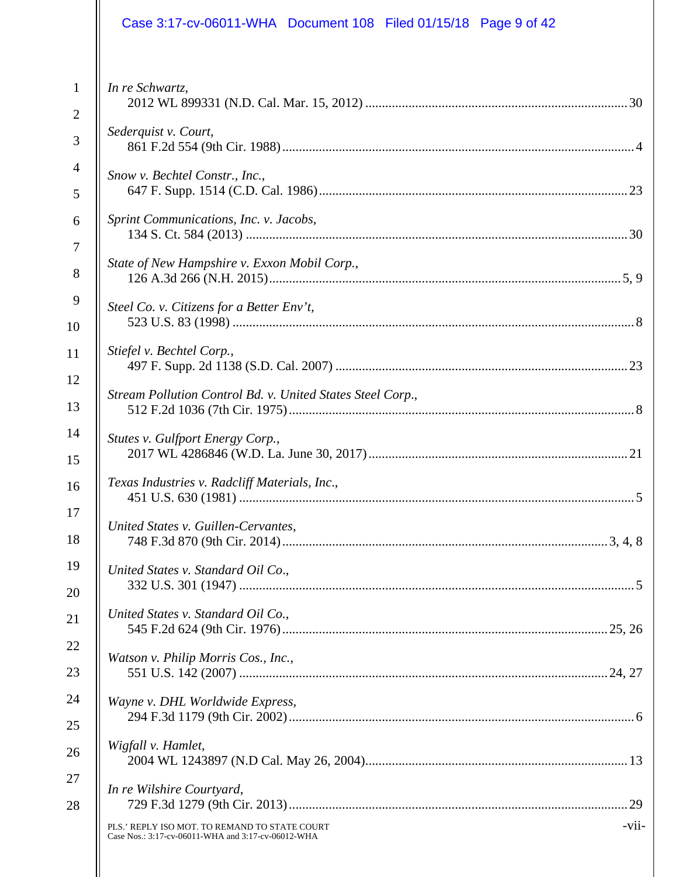*In re Schwartz*,
2012 WL 899331 (N.D. Cal. Mar. 15, 2012) .......... 30

*Sederquist v. Court*,
861 F.2d 554 (9th Cir. 1988) .......... 4

*Snow v. Bechtel Constr., Inc.*,
647 F. Supp. 1514 (C.D. Cal. 1986) .......... 23

*Sprint Communications, Inc. v. Jacobs*,
134 S. Ct. 584 (2013) .......... 30

*State of New Hampshire v. Exxon Mobil Corp.*,
126 A.3d 266 (N.H. 2015) .......... 5, 9

*Steel Co. v. Citizens for a Better Env't*,
523 U.S. 83 (1998) .......... 8

*Stiefel v. Bechtel Corp.*,
497 F. Supp. 2d 1138 (S.D. Cal. 2007) .......... 23

*Stream Pollution Control Bd. v. United States Steel Corp.*,
512 F.2d 1036 (7th Cir. 1975) .......... 8

*Stutes v. Gulfport Energy Corp.*,
2017 WL 4286846 (W.D. La. June 30, 2017) .......... 21

*Texas Industries v. Radcliff Materials, Inc.*,
451 U.S. 630 (1981) .......... 5

*United States v. Guillen-Cervantes*,
748 F.3d 870 (9th Cir. 2014) .......... 3, 4, 8

*United States v. Standard Oil Co.*,
332 U.S. 301 (1947) .......... 5

*United States v. Standard Oil Co.*,
545 F.2d 624 (9th Cir. 1976) .......... 25, 26

*Watson v. Philip Morris Cos., Inc.*,
551 U.S. 142 (2007) .......... 24, 27

*Wayne v. DHL Worldwide Express*,
294 F.3d 1179 (9th Cir. 2002) .......... 6

*Wigfall v. Hamlet*,
2004 WL 1243897 (N.D Cal. May 26, 2004) .......... 13

*In re Wilshire Courtyard*,
729 F.3d 1279 (9th Cir. 2013) .......... 29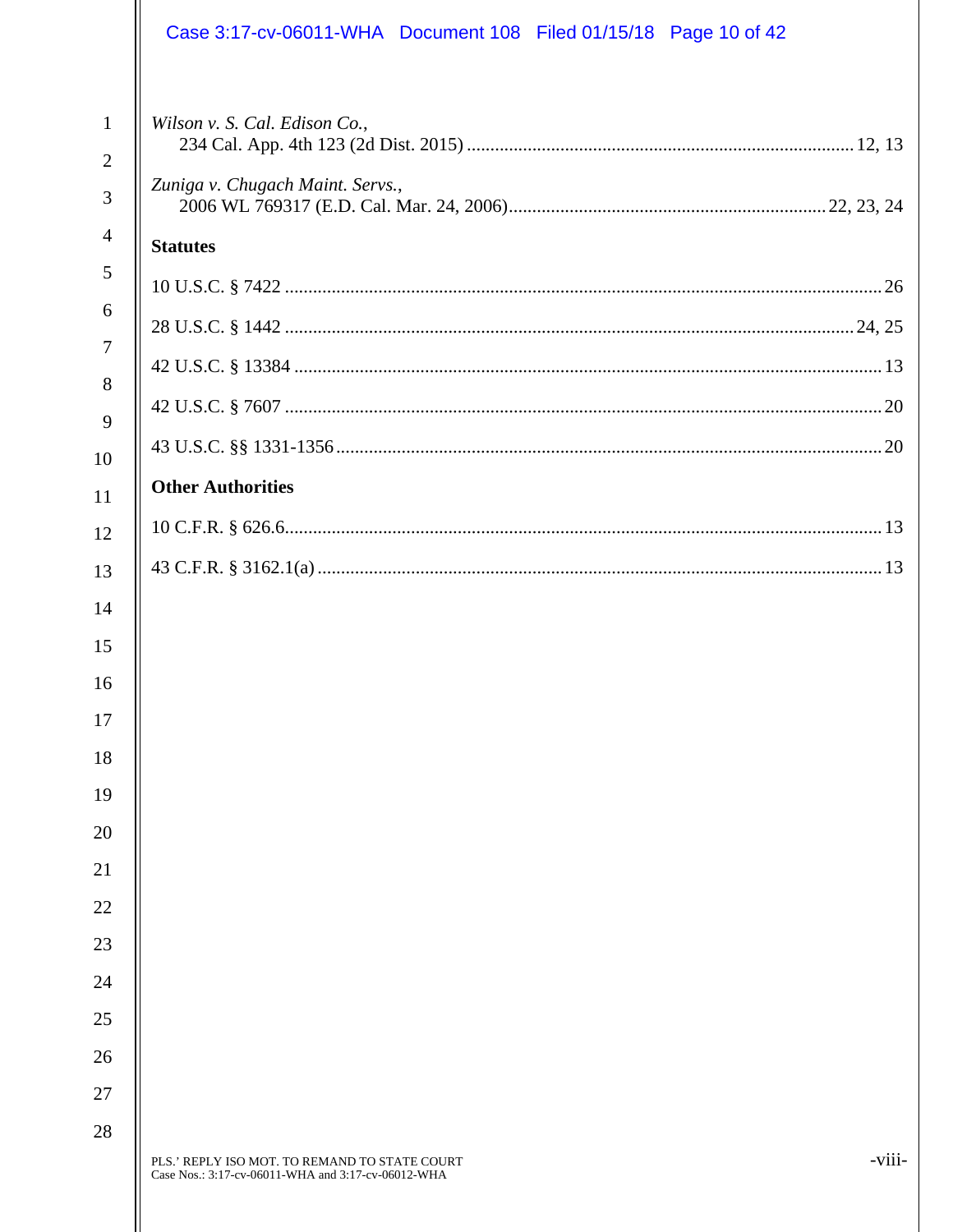*Wilson v. S. Cal. Edison Co.*,
234 Cal. App. 4th 123 (2d Dist. 2015) .................................................................................. 12, 13

*Zuniga v. Chugach Maint. Servs.*,
2006 WL 769317 (E.D. Cal. Mar. 24, 2006)................................................................... 22, 23, 24

**Statutes**

10 U.S.C. § 7422 ............................................................................................................................. 26

28 U.S.C. § 1442 ......................................................................................................................... 24, 25

42 U.S.C. § 13384 ........................................................................................................................... 13

42 U.S.C. § 7607 ............................................................................................................................. 20

43 U.S.C. §§ 1331-1356 .................................................................................................................. 20

**Other Authorities**

10 C.F.R. § 626.6.............................................................................................................................. 13

43 C.F.R. § 3162.1(a) ....................................................................................................................... 13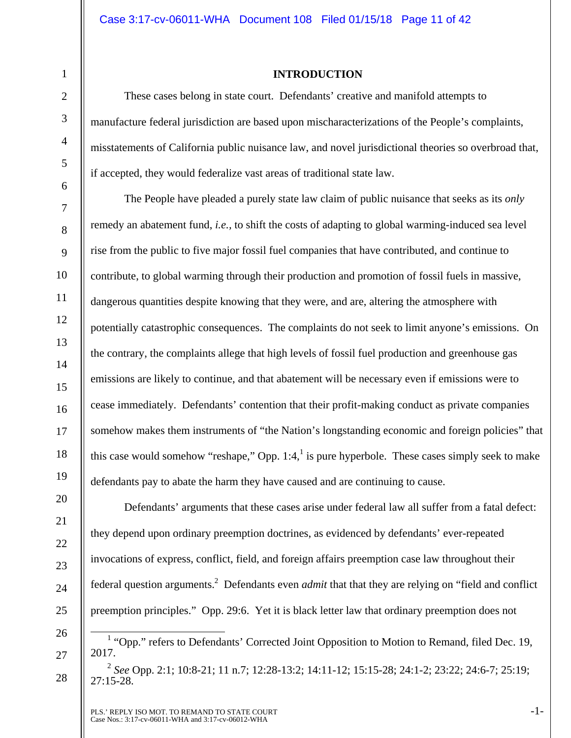## INTRODUCTION

These cases belong in state court. Defendants' creative and manifold attempts to manufacture federal jurisdiction are based upon mischaracterizations of the People's complaints, misstatements of California public nuisance law, and novel jurisdictional theories so overbroad that, if accepted, they would federalize vast areas of traditional state law.

The People have pleaded a purely state law claim of public nuisance that seeks as its *only* remedy an abatement fund, *i.e.*, to shift the costs of adapting to global warming-induced sea level rise from the public to five major fossil fuel companies that have contributed, and continue to contribute, to global warming through their production and promotion of fossil fuels in massive, dangerous quantities despite knowing that they were, and are, altering the atmosphere with potentially catastrophic consequences. The complaints do not seek to limit anyone's emissions. On the contrary, the complaints allege that high levels of fossil fuel production and greenhouse gas emissions are likely to continue, and that abatement will be necessary even if emissions were to cease immediately. Defendants' contention that their profit-making conduct as private companies somehow makes them instruments of "the Nation's longstanding economic and foreign policies" that this case would somehow "reshape," Opp. 1:4,[1] is pure hyperbole. These cases simply seek to make defendants pay to abate the harm they have caused and are continuing to cause.

Defendants' arguments that these cases arise under federal law all suffer from a fatal defect: they depend upon ordinary preemption doctrines, as evidenced by defendants' ever-repeated invocations of express, conflict, field, and foreign affairs preemption case law throughout their federal question arguments.[2] Defendants even *admit* that that they are relying on "field and conflict preemption principles." Opp. 29:6. Yet it is black letter law that ordinary preemption does not

---

[1] "Opp." refers to Defendants' Corrected Joint Opposition to Motion to Remand, filed Dec. 19, 2017.

[2] *See* Opp. 2:1; 10:8-21; 11 n.7; 12:28-13:2; 14:11-12; 15:15-28; 24:1-2; 23:22; 24:6-7; 25:19; 27:15-28.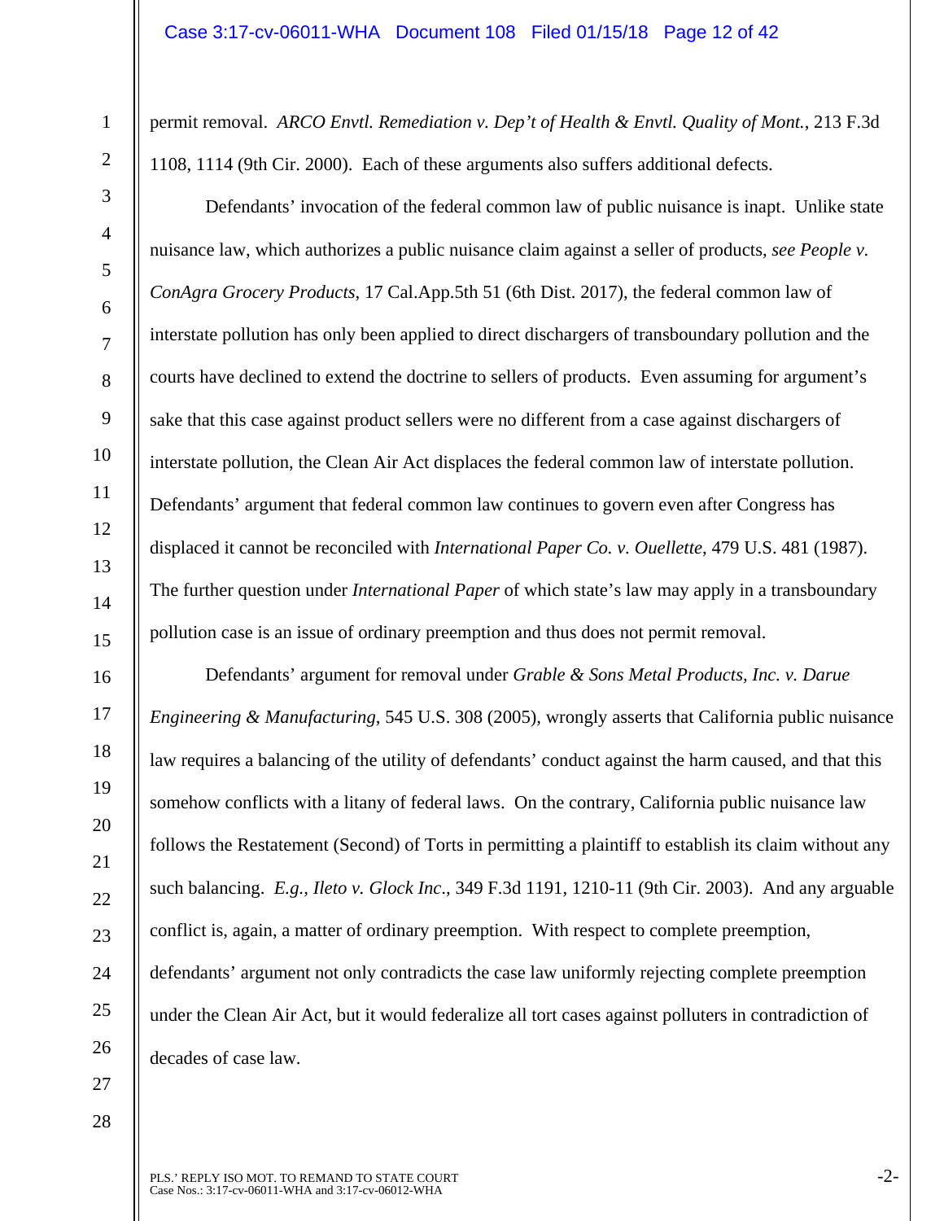permit removal. *ARCO Envtl. Remediation v. Dep't of Health & Envtl. Quality of Mont.*, 213 F.3d 1108, 1114 (9th Cir. 2000). Each of these arguments also suffers additional defects.

Defendants' invocation of the federal common law of public nuisance is inapt. Unlike state nuisance law, which authorizes a public nuisance claim against a seller of products, *see People v. ConAgra Grocery Products*, 17 Cal.App.5th 51 (6th Dist. 2017), the federal common law of interstate pollution has only been applied to direct dischargers of transboundary pollution and the courts have declined to extend the doctrine to sellers of products. Even assuming for argument's sake that this case against product sellers were no different from a case against dischargers of interstate pollution, the Clean Air Act displaces the federal common law of interstate pollution. Defendants' argument that federal common law continues to govern even after Congress has displaced it cannot be reconciled with *International Paper Co. v. Ouellette*, 479 U.S. 481 (1987). The further question under *International Paper* of which state's law may apply in a transboundary pollution case is an issue of ordinary preemption and thus does not permit removal.

Defendants' argument for removal under *Grable & Sons Metal Products, Inc. v. Darue Engineering & Manufacturing*, 545 U.S. 308 (2005), wrongly asserts that California public nuisance law requires a balancing of the utility of defendants' conduct against the harm caused, and that this somehow conflicts with a litany of federal laws. On the contrary, California public nuisance law follows the Restatement (Second) of Torts in permitting a plaintiff to establish its claim without any such balancing. *E.g.*, *Ileto v. Glock Inc*., 349 F.3d 1191, 1210-11 (9th Cir. 2003). And any arguable conflict is, again, a matter of ordinary preemption. With respect to complete preemption, defendants' argument not only contradicts the case law uniformly rejecting complete preemption under the Clean Air Act, but it would federalize all tort cases against polluters in contradiction of decades of case law.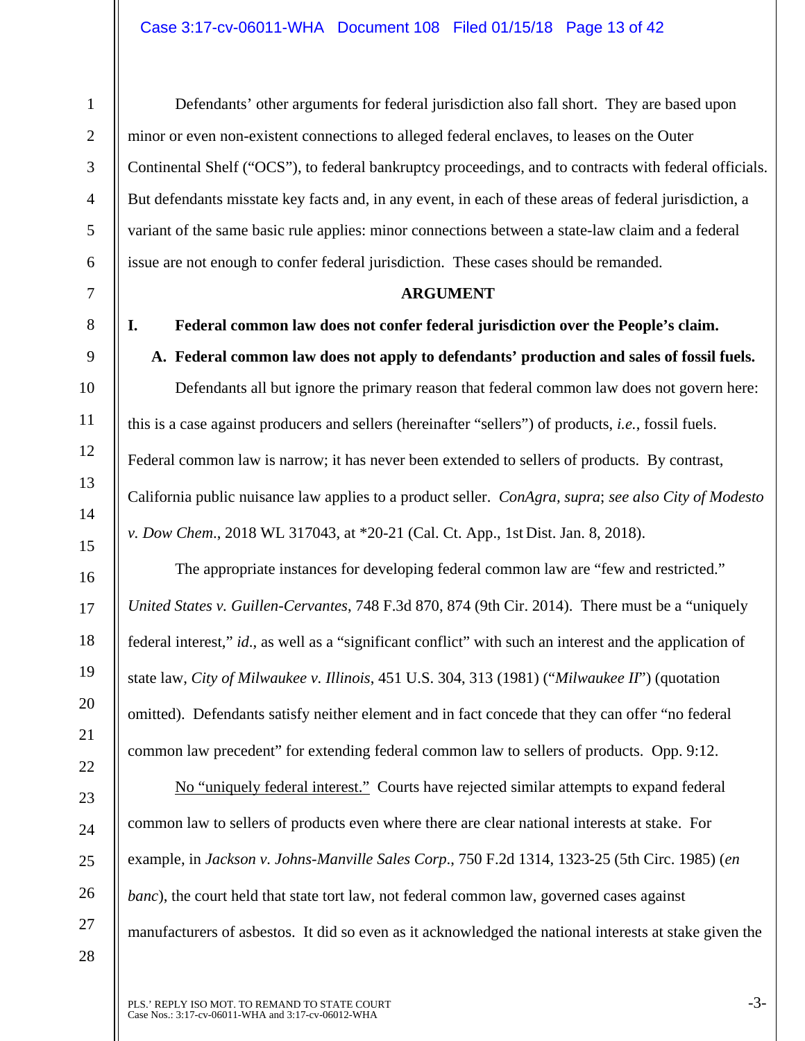Defendants' other arguments for federal jurisdiction also fall short. They are based upon minor or even non-existent connections to alleged federal enclaves, to leases on the Outer Continental Shelf ("OCS"), to federal bankruptcy proceedings, and to contracts with federal officials. But defendants misstate key facts and, in any event, in each of these areas of federal jurisdiction, a variant of the same basic rule applies: minor connections between a state-law claim and a federal issue are not enough to confer federal jurisdiction. These cases should be remanded.

## ARGUMENT

### I. Federal common law does not confer federal jurisdiction over the People's claim.

#### A. Federal common law does not apply to defendants' production and sales of fossil fuels.

Defendants all but ignore the primary reason that federal common law does not govern here: this is a case against producers and sellers (hereinafter "sellers") of products, *i.e.*, fossil fuels. Federal common law is narrow; it has never been extended to sellers of products. By contrast, California public nuisance law applies to a product seller. *ConAgra*, *supra*; *see also City of Modesto v. Dow Chem*., 2018 WL 317043, at *20-21 (Cal. Ct. App., 1st Dist. Jan. 8, 2018).

The appropriate instances for developing federal common law are "few and restricted." *United States v. Guillen-Cervantes*, 748 F.3d 870, 874 (9th Cir. 2014). There must be a "uniquely federal interest," *id*., as well as a "significant conflict" with such an interest and the application of state law, *City of Milwaukee v. Illinois*, 451 U.S. 304, 313 (1981) ("*Milwaukee II*") (quotation omitted). Defendants satisfy neither element and in fact concede that they can offer "no federal common law precedent" for extending federal common law to sellers of products. Opp. 9:12.

<u>No "uniquely federal interest."</u> Courts have rejected similar attempts to expand federal common law to sellers of products even where there are clear national interests at stake. For example, in *Jackson v. Johns-Manville Sales Corp*., 750 F.2d 1314, 1323-25 (5th Circ. 1985) (*en banc*), the court held that state tort law, not federal common law, governed cases against manufacturers of asbestos. It did so even as it acknowledged the national interests at stake given the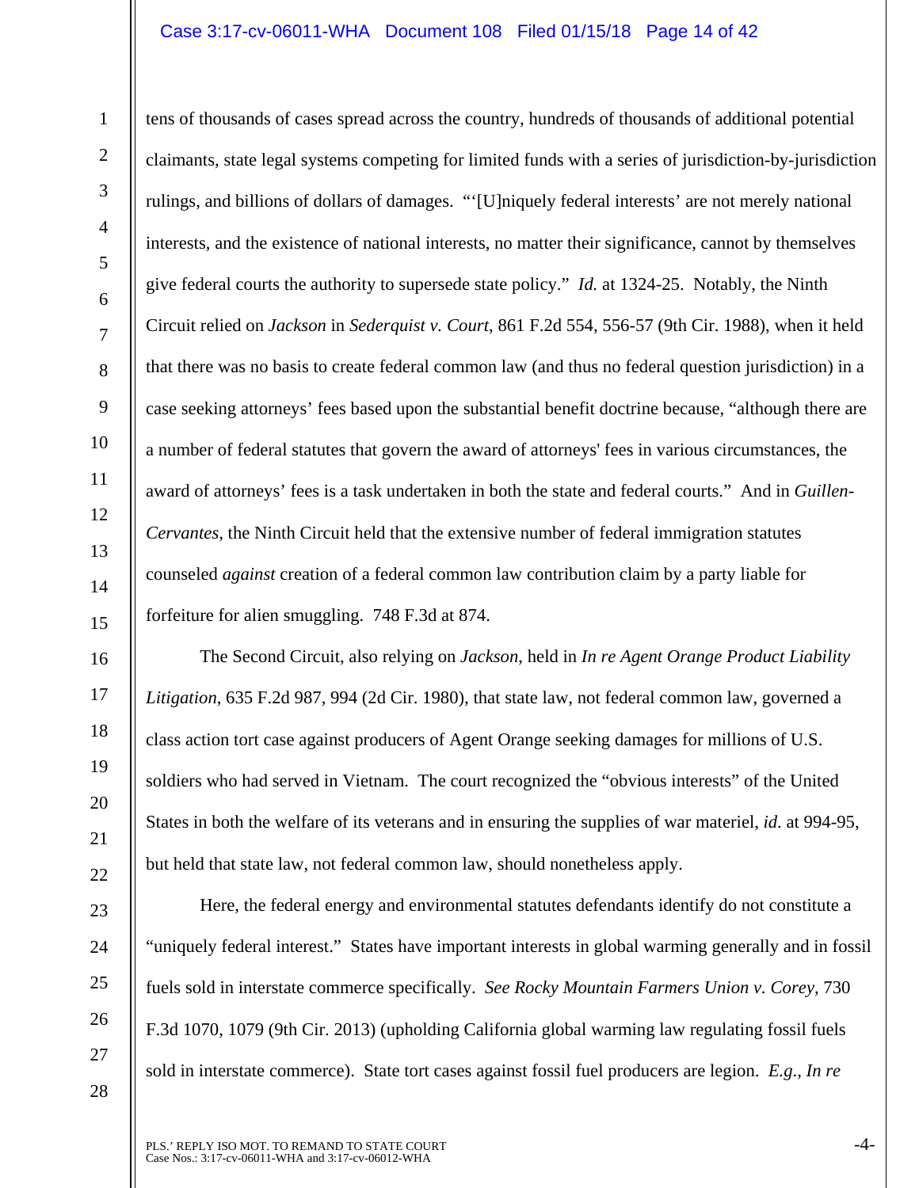tens of thousands of cases spread across the country, hundreds of thousands of additional potential claimants, state legal systems competing for limited funds with a series of jurisdiction-by-jurisdiction rulings, and billions of dollars of damages. "'[U]niquely federal interests' are not merely national interests, and the existence of national interests, no matter their significance, cannot by themselves give federal courts the authority to supersede state policy." *Id.* at 1324-25. Notably, the Ninth Circuit relied on *Jackson* in *Sederquist v. Court*, 861 F.2d 554, 556-57 (9th Cir. 1988), when it held that there was no basis to create federal common law (and thus no federal question jurisdiction) in a case seeking attorneys' fees based upon the substantial benefit doctrine because, "although there are a number of federal statutes that govern the award of attorneys' fees in various circumstances, the award of attorneys' fees is a task undertaken in both the state and federal courts." And in *Guillen-Cervantes*, the Ninth Circuit held that the extensive number of federal immigration statutes counseled *against* creation of a federal common law contribution claim by a party liable for forfeiture for alien smuggling. 748 F.3d at 874.

The Second Circuit, also relying on *Jackson*, held in *In re Agent Orange Product Liability Litigation*, 635 F.2d 987, 994 (2d Cir. 1980), that state law, not federal common law, governed a class action tort case against producers of Agent Orange seeking damages for millions of U.S. soldiers who had served in Vietnam. The court recognized the "obvious interests" of the United States in both the welfare of its veterans and in ensuring the supplies of war materiel, *id.* at 994-95, but held that state law, not federal common law, should nonetheless apply.

Here, the federal energy and environmental statutes defendants identify do not constitute a "uniquely federal interest." States have important interests in global warming generally and in fossil fuels sold in interstate commerce specifically. *See Rocky Mountain Farmers Union v. Corey*, 730 F.3d 1070, 1079 (9th Cir. 2013) (upholding California global warming law regulating fossil fuels sold in interstate commerce). State tort cases against fossil fuel producers are legion. *E.g.*, *In re*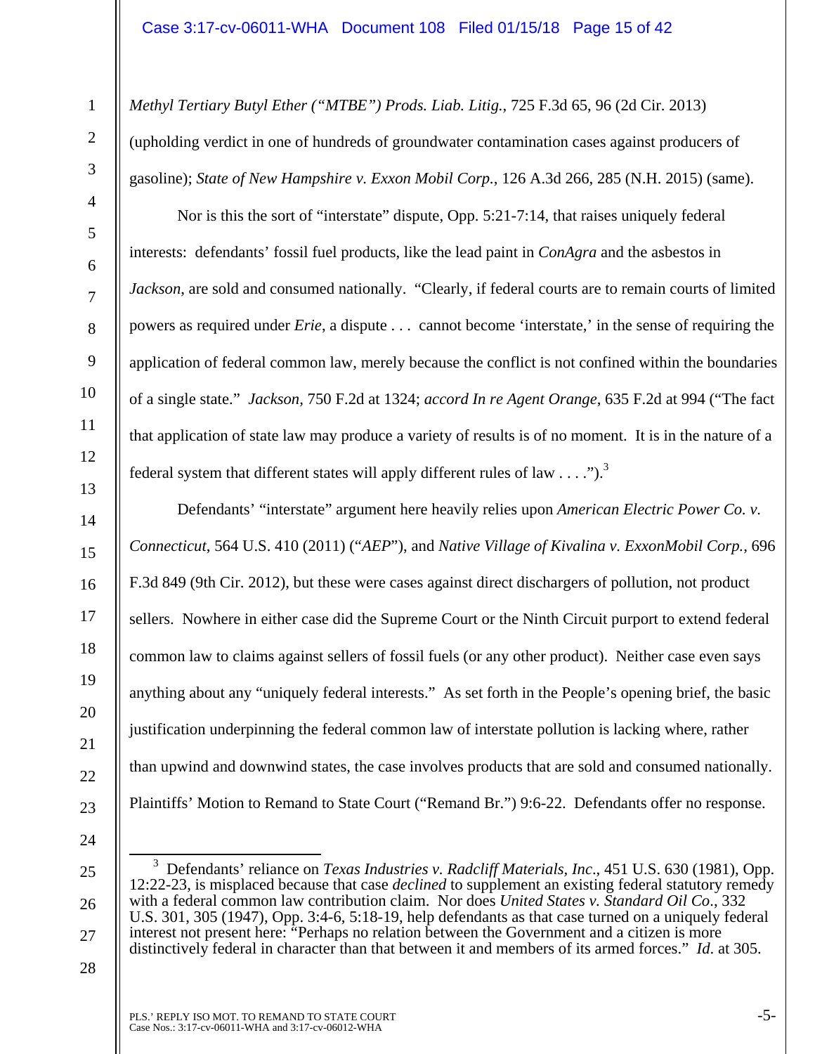*Methyl Tertiary Butyl Ether ("MTBE") Prods. Liab. Litig.*, 725 F.3d 65, 96 (2d Cir. 2013) (upholding verdict in one of hundreds of groundwater contamination cases against producers of gasoline); *State of New Hampshire v. Exxon Mobil Corp.*, 126 A.3d 266, 285 (N.H. 2015) (same).

Nor is this the sort of "interstate" dispute, Opp. 5:21-7:14, that raises uniquely federal interests: defendants' fossil fuel products, like the lead paint in *ConAgra* and the asbestos in *Jackson*, are sold and consumed nationally. "Clearly, if federal courts are to remain courts of limited powers as required under *Erie*, a dispute . . . cannot become 'interstate,' in the sense of requiring the application of federal common law, merely because the conflict is not confined within the boundaries of a single state." *Jackson*, 750 F.2d at 1324; *accord In re Agent Orange*, 635 F.2d at 994 ("The fact that application of state law may produce a variety of results is of no moment. It is in the nature of a federal system that different states will apply different rules of law . . . .").[3]

Defendants' "interstate" argument here heavily relies upon *American Electric Power Co. v. Connecticut*, 564 U.S. 410 (2011) ("*AEP*"), and *Native Village of Kivalina v. ExxonMobil Corp.*, 696 F.3d 849 (9th Cir. 2012), but these were cases against direct dischargers of pollution, not product sellers. Nowhere in either case did the Supreme Court or the Ninth Circuit purport to extend federal common law to claims against sellers of fossil fuels (or any other product). Neither case even says anything about any "uniquely federal interests." As set forth in the People's opening brief, the basic justification underpinning the federal common law of interstate pollution is lacking where, rather than upwind and downwind states, the case involves products that are sold and consumed nationally. Plaintiffs' Motion to Remand to State Court ("Remand Br.") 9:6-22. Defendants offer no response.

---

[3] Defendants' reliance on *Texas Industries v. Radcliff Materials, Inc*., 451 U.S. 630 (1981), Opp. 12:22-23, is misplaced because that case *declined* to supplement an existing federal statutory remedy with a federal common law contribution claim. Nor does *United States v. Standard Oil Co*., 332 U.S. 301, 305 (1947), Opp. 3:4-6, 5:18-19, help defendants as that case turned on a uniquely federal interest not present here: "Perhaps no relation between the Government and a citizen is more distinctively federal in character than that between it and members of its armed forces." *Id.* at 305.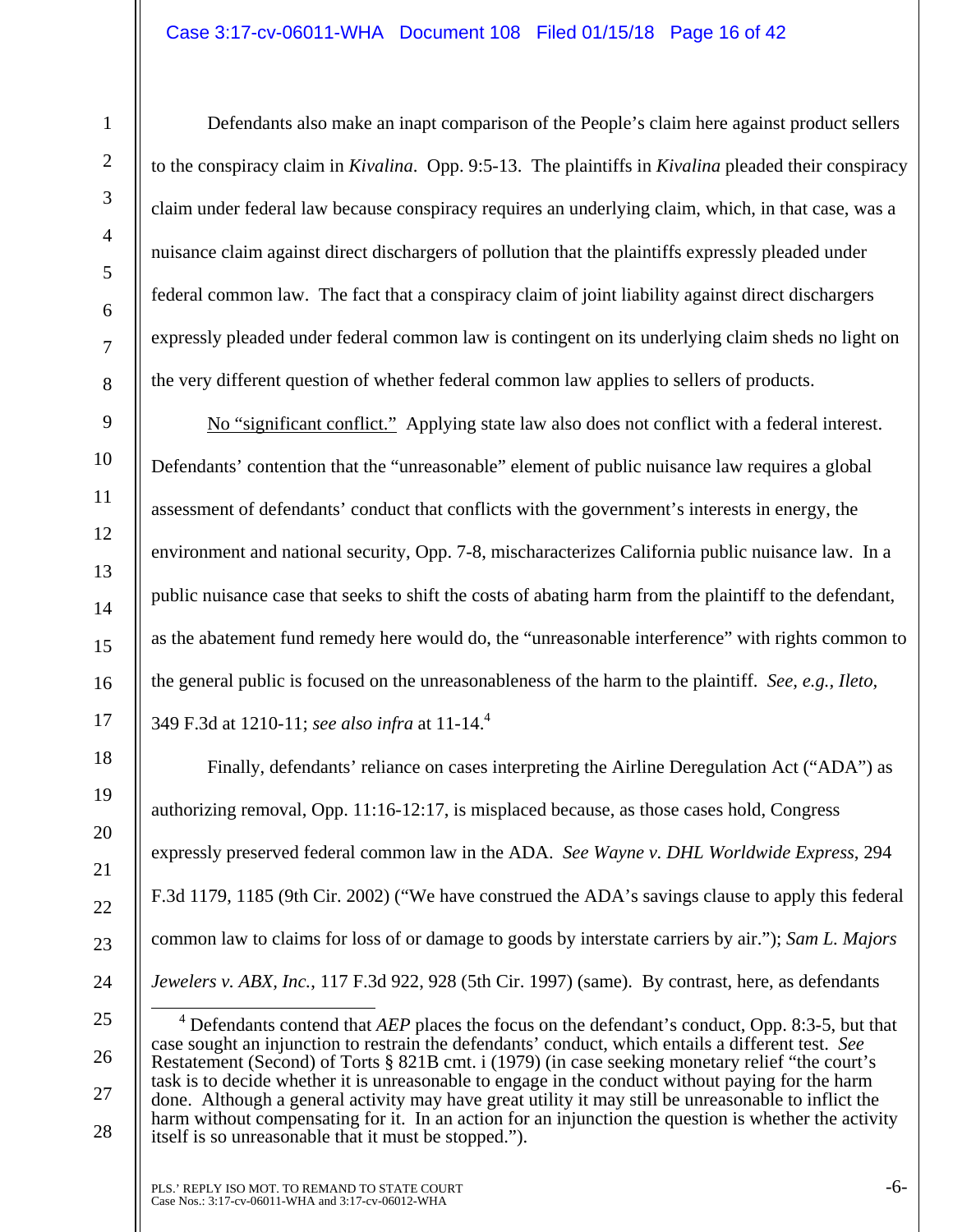Defendants also make an inapt comparison of the People's claim here against product sellers to the conspiracy claim in *Kivalina*. Opp. 9:5-13. The plaintiffs in *Kivalina* pleaded their conspiracy claim under federal law because conspiracy requires an underlying claim, which, in that case, was a nuisance claim against direct dischargers of pollution that the plaintiffs expressly pleaded under federal common law. The fact that a conspiracy claim of joint liability against direct dischargers expressly pleaded under federal common law is contingent on its underlying claim sheds no light on the very different question of whether federal common law applies to sellers of products.

<u>No "significant conflict."</u> Applying state law also does not conflict with a federal interest. Defendants' contention that the "unreasonable" element of public nuisance law requires a global assessment of defendants' conduct that conflicts with the government's interests in energy, the environment and national security, Opp. 7-8, mischaracterizes California public nuisance law. In a public nuisance case that seeks to shift the costs of abating harm from the plaintiff to the defendant, as the abatement fund remedy here would do, the "unreasonable interference" with rights common to the general public is focused on the unreasonableness of the harm to the plaintiff. *See, e.g., Ileto,* 349 F.3d at 1210-11; *see also infra* at 11-14.[4]

Finally, defendants' reliance on cases interpreting the Airline Deregulation Act ("ADA") as authorizing removal, Opp. 11:16-12:17, is misplaced because, as those cases hold, Congress expressly preserved federal common law in the ADA. *See Wayne v. DHL Worldwide Express*, 294 F.3d 1179, 1185 (9th Cir. 2002) ("We have construed the ADA's savings clause to apply this federal common law to claims for loss of or damage to goods by interstate carriers by air."); *Sam L. Majors Jewelers v. ABX, Inc.*, 117 F.3d 922, 928 (5th Cir. 1997) (same). By contrast, here, as defendants

[4] Defendants contend that *AEP* places the focus on the defendant's conduct, Opp. 8:3-5, but that case sought an injunction to restrain the defendants' conduct, which entails a different test. *See* Restatement (Second) of Torts § 821B cmt. i (1979) (in case seeking monetary relief "the court's task is to decide whether it is unreasonable to engage in the conduct without paying for the harm done. Although a general activity may have great utility it may still be unreasonable to inflict the harm without compensating for it. In an action for an injunction the question is whether the activity itself is so unreasonable that it must be stopped.").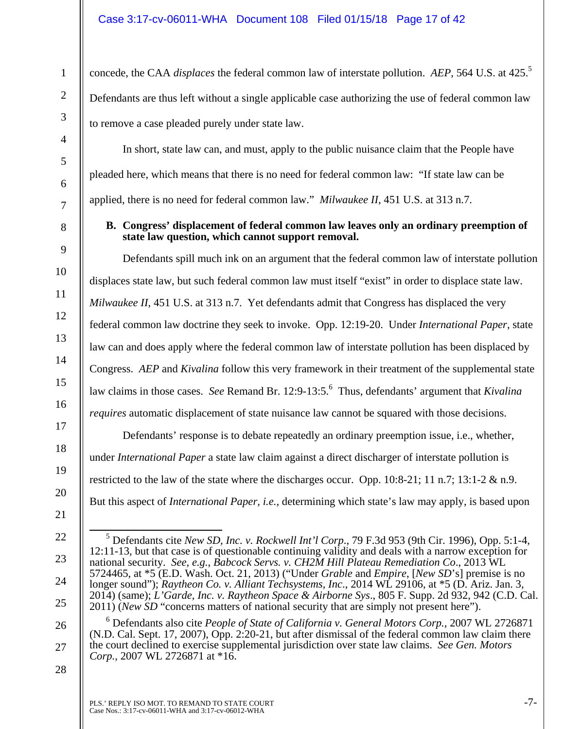concede, the CAA *displaces* the federal common law of interstate pollution. *AEP*, 564 U.S. at 425.[5] Defendants are thus left without a single applicable case authorizing the use of federal common law to remove a case pleaded purely under state law.

In short, state law can, and must, apply to the public nuisance claim that the People have pleaded here, which means that there is no need for federal common law: "If state law can be applied, there is no need for federal common law." *Milwaukee II*, 451 U.S. at 313 n.7.

**B. Congress' displacement of federal common law leaves only an ordinary preemption of state law question, which cannot support removal.**

Defendants spill much ink on an argument that the federal common law of interstate pollution displaces state law, but such federal common law must itself "exist" in order to displace state law. *Milwaukee II*, 451 U.S. at 313 n.7. Yet defendants admit that Congress has displaced the very federal common law doctrine they seek to invoke. Opp. 12:19-20. Under *International Paper*, state law can and does apply where the federal common law of interstate pollution has been displaced by Congress. *AEP* and *Kivalina* follow this very framework in their treatment of the supplemental state law claims in those cases. *See* Remand Br. 12:9-13:5.[6] Thus, defendants' argument that *Kivalina requires* automatic displacement of state nuisance law cannot be squared with those decisions.

Defendants' response is to debate repeatedly an ordinary preemption issue, i.e., whether, under *International Paper* a state law claim against a direct discharger of interstate pollution is restricted to the law of the state where the discharges occur. Opp. 10:8-21; 11 n.7; 13:1-2 & n.9. But this aspect of *International Paper, i.e.*, determining which state's law may apply, is based upon

---

[5] Defendants cite *New SD, Inc. v. Rockwell Int'l Corp*., 79 F.3d 953 (9th Cir. 1996), Opp. 5:1-4, 12:11-13, but that case is of questionable continuing validity and deals with a narrow exception for national security. *See, e.g.*, *Babcock Servs. v. CH2M Hill Plateau Remediation Co*., 2013 WL 5724465, at *5 (E.D. Wash. Oct. 21, 2013) ("Under *Grable* and *Empire*, [*New SD*'s] premise is no longer sound"); *Raytheon Co. v. Alliant Techsystems, Inc*., 2014 WL 29106, at *5 (D. Ariz. Jan. 3, 2014) (same); *L'Garde, Inc. v. Raytheon Space & Airborne Sys*., 805 F. Supp. 2d 932, 942 (C.D. Cal. 2011) (*New SD* "concerns matters of national security that are simply not present here").

[6] Defendants also cite *People of State of California v. General Motors Corp.*, 2007 WL 2726871 (N.D. Cal. Sept. 17, 2007), Opp. 2:20-21, but after dismissal of the federal common law claim there the court declined to exercise supplemental jurisdiction over state law claims. *See Gen. Motors Corp.*, 2007 WL 2726871 at *16.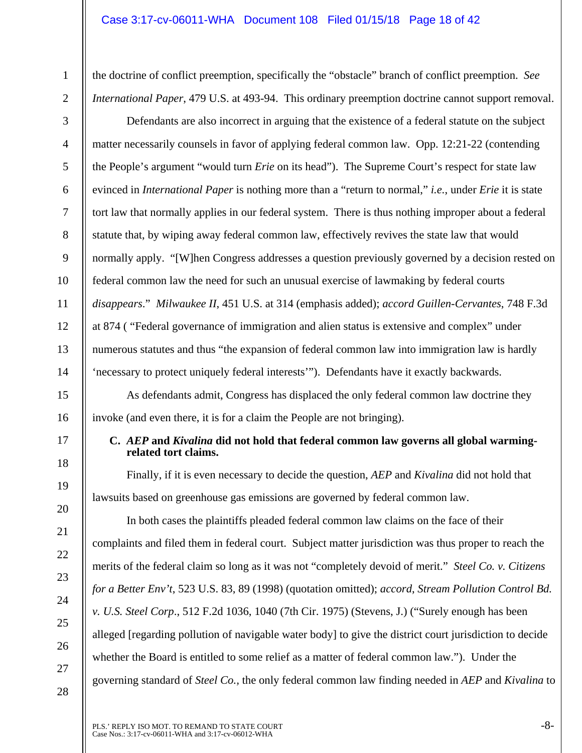the doctrine of conflict preemption, specifically the "obstacle" branch of conflict preemption. *See International Paper*, 479 U.S. at 493-94. This ordinary preemption doctrine cannot support removal.

Defendants are also incorrect in arguing that the existence of a federal statute on the subject matter necessarily counsels in favor of applying federal common law. Opp. 12:21-22 (contending the People's argument "would turn *Erie* on its head"). The Supreme Court's respect for state law evinced in *International Paper* is nothing more than a "return to normal," *i.e.*, under *Erie* it is state tort law that normally applies in our federal system. There is thus nothing improper about a federal statute that, by wiping away federal common law, effectively revives the state law that would normally apply. "[W]hen Congress addresses a question previously governed by a decision rested on federal common law the need for such an unusual exercise of lawmaking by federal courts *disappears*." *Milwaukee II*, 451 U.S. at 314 (emphasis added); *accord Guillen-Cervantes*, 748 F.3d at 874 ( "Federal governance of immigration and alien status is extensive and complex" under numerous statutes and thus "the expansion of federal common law into immigration law is hardly 'necessary to protect uniquely federal interests'"). Defendants have it exactly backwards.

As defendants admit, Congress has displaced the only federal common law doctrine they invoke (and even there, it is for a claim the People are not bringing).

**C. *AEP* and *Kivalina* did not hold that federal common law governs all global warming-related tort claims.**

Finally, if it is even necessary to decide the question, *AEP* and *Kivalina* did not hold that lawsuits based on greenhouse gas emissions are governed by federal common law.

In both cases the plaintiffs pleaded federal common law claims on the face of their complaints and filed them in federal court. Subject matter jurisdiction was thus proper to reach the merits of the federal claim so long as it was not "completely devoid of merit." *Steel Co. v. Citizens for a Better Env't*, 523 U.S. 83, 89 (1998) (quotation omitted); *accord*, *Stream Pollution Control Bd. v. U.S. Steel Corp*., 512 F.2d 1036, 1040 (7th Cir. 1975) (Stevens, J.) ("Surely enough has been alleged [regarding pollution of navigable water body] to give the district court jurisdiction to decide whether the Board is entitled to some relief as a matter of federal common law."). Under the governing standard of *Steel Co.*, the only federal common law finding needed in *AEP* and *Kivalina* to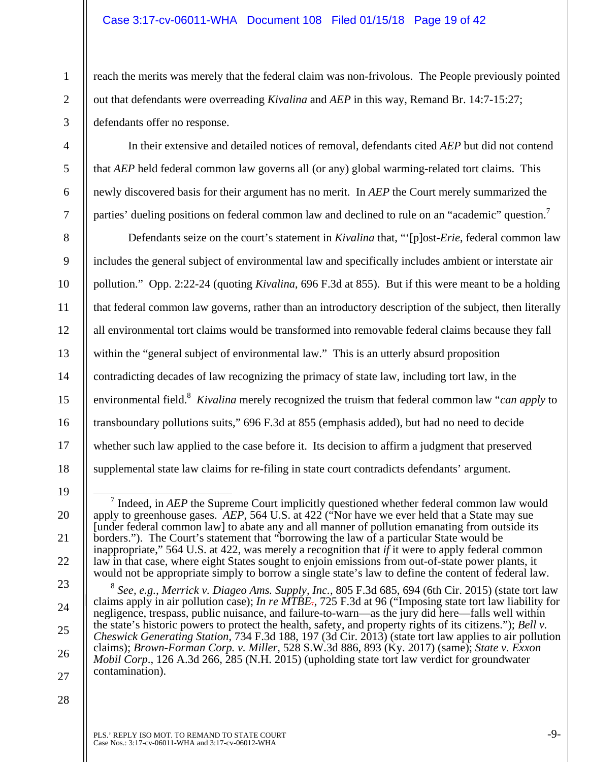reach the merits was merely that the federal claim was non-frivolous. The People previously pointed out that defendants were overreading *Kivalina* and *AEP* in this way, Remand Br. 14:7-15:27; defendants offer no response.

In their extensive and detailed notices of removal, defendants cited *AEP* but did not contend that *AEP* held federal common law governs all (or any) global warming-related tort claims. This newly discovered basis for their argument has no merit. In *AEP* the Court merely summarized the parties' dueling positions on federal common law and declined to rule on an "academic" question.[7]

Defendants seize on the court's statement in *Kivalina* that, "'[p]ost-*Erie*, federal common law includes the general subject of environmental law and specifically includes ambient or interstate air pollution." Opp. 2:22-24 (quoting *Kivalina*, 696 F.3d at 855). But if this were meant to be a holding that federal common law governs, rather than an introductory description of the subject, then literally all environmental tort claims would be transformed into removable federal claims because they fall within the "general subject of environmental law." This is an utterly absurd proposition contradicting decades of law recognizing the primacy of state law, including tort law, in the environmental field.[8] *Kivalina* merely recognized the truism that federal common law "*can apply* to transboundary pollutions suits," 696 F.3d at 855 (emphasis added), but had no need to decide whether such law applied to the case before it. Its decision to affirm a judgment that preserved supplemental state law claims for re-filing in state court contradicts defendants' argument.

---

[7] Indeed, in *AEP* the Supreme Court implicitly questioned whether federal common law would apply to greenhouse gases. *AEP*, 564 U.S. at 422 ("Nor have we ever held that a State may sue [under federal common law] to abate any and all manner of pollution emanating from outside its borders."). The Court's statement that "borrowing the law of a particular State would be inappropriate," 564 U.S. at 422, was merely a recognition that *if* it were to apply federal common law in that case, where eight States sought to enjoin emissions from out-of-state power plants, it would not be appropriate simply to borrow a single state's law to define the content of federal law.

[8] *See, e.g.*, *Merrick v. Diageo Ams. Supply, Inc.*, 805 F.3d 685, 694 (6th Cir. 2015) (state tort law claims apply in air pollution case); *In re MTBE*, 725 F.3d at 96 ("Imposing state tort law liability for negligence, trespass, public nuisance, and failure-to-warn—as the jury did here—falls well within the state's historic powers to protect the health, safety, and property rights of its citizens."); *Bell v. Cheswick Generating Station*, 734 F.3d 188, 197 (3d Cir. 2013) (state tort law applies to air pollution claims); *Brown-Forman Corp. v. Miller*, 528 S.W.3d 886, 893 (Ky. 2017) (same); *State v. Exxon Mobil Corp.*, 126 A.3d 266, 285 (N.H. 2015) (upholding state tort law verdict for groundwater contamination).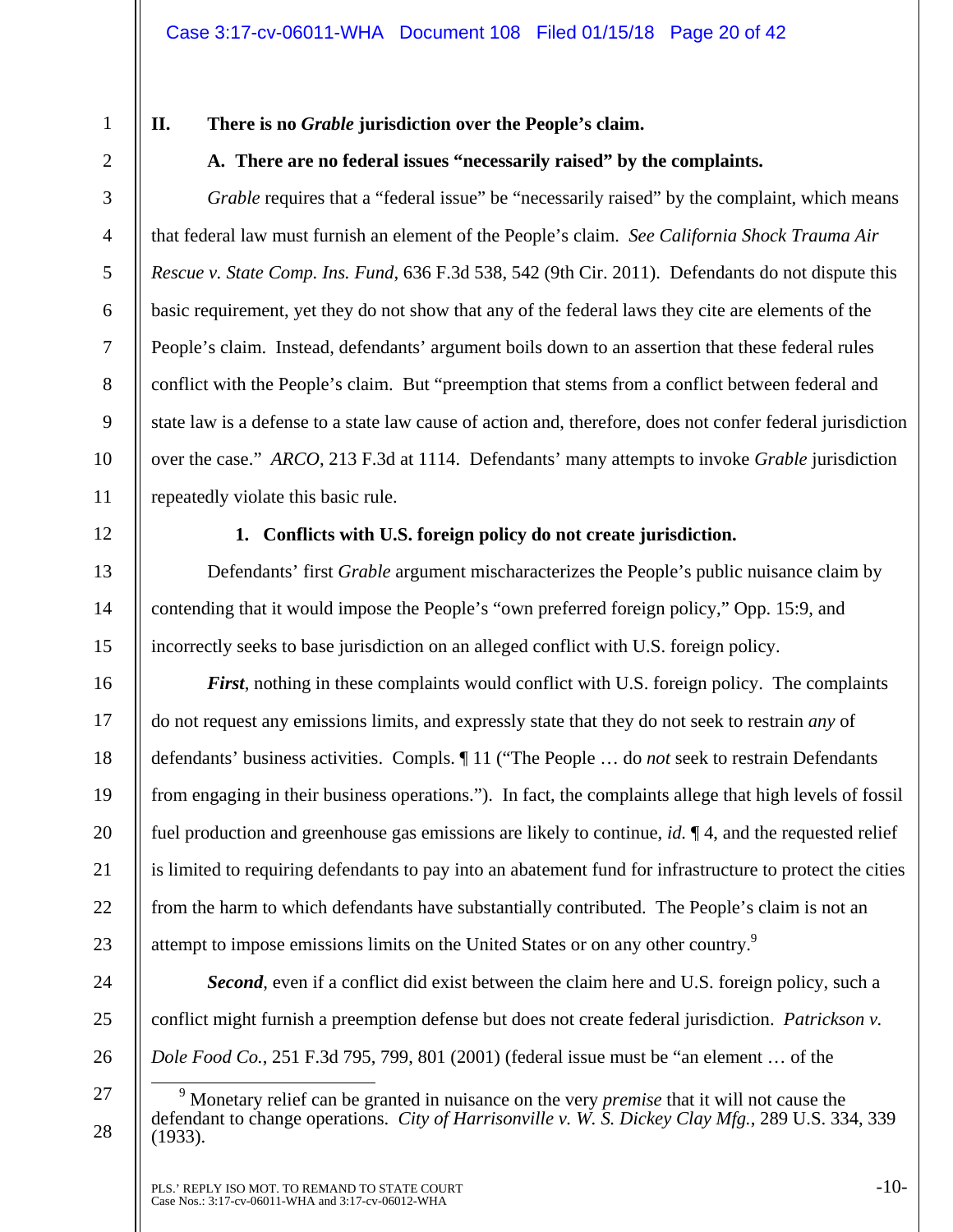## II. There is no *Grable* jurisdiction over the People's claim.

### A. There are no federal issues "necessarily raised" by the complaints.

*Grable* requires that a "federal issue" be "necessarily raised" by the complaint, which means that federal law must furnish an element of the People's claim. *See California Shock Trauma Air Rescue v. State Comp. Ins. Fund*, 636 F.3d 538, 542 (9th Cir. 2011). Defendants do not dispute this basic requirement, yet they do not show that any of the federal laws they cite are elements of the People's claim. Instead, defendants' argument boils down to an assertion that these federal rules conflict with the People's claim. But "preemption that stems from a conflict between federal and state law is a defense to a state law cause of action and, therefore, does not confer federal jurisdiction over the case." *ARCO*, 213 F.3d at 1114. Defendants' many attempts to invoke *Grable* jurisdiction repeatedly violate this basic rule.

#### 1. Conflicts with U.S. foreign policy do not create jurisdiction.

Defendants' first *Grable* argument mischaracterizes the People's public nuisance claim by contending that it would impose the People's "own preferred foreign policy," Opp. 15:9, and incorrectly seeks to base jurisdiction on an alleged conflict with U.S. foreign policy.

***First***, nothing in these complaints would conflict with U.S. foreign policy. The complaints do not request any emissions limits, and expressly state that they do not seek to restrain *any* of defendants' business activities. Compls. ¶ 11 ("The People … do *not* seek to restrain Defendants from engaging in their business operations."). In fact, the complaints allege that high levels of fossil fuel production and greenhouse gas emissions are likely to continue, *id.* ¶ 4, and the requested relief is limited to requiring defendants to pay into an abatement fund for infrastructure to protect the cities from the harm to which defendants have substantially contributed. The People's claim is not an attempt to impose emissions limits on the United States or on any other country.[9]

***Second***, even if a conflict did exist between the claim here and U.S. foreign policy, such a conflict might furnish a preemption defense but does not create federal jurisdiction. *Patrickson v. Dole Food Co.*, 251 F.3d 795, 799, 801 (2001) (federal issue must be "an element … of the

---

[9] Monetary relief can be granted in nuisance on the very *premise* that it will not cause the defendant to change operations. *City of Harrisonville v. W. S. Dickey Clay Mfg.*, 289 U.S. 334, 339 (1933).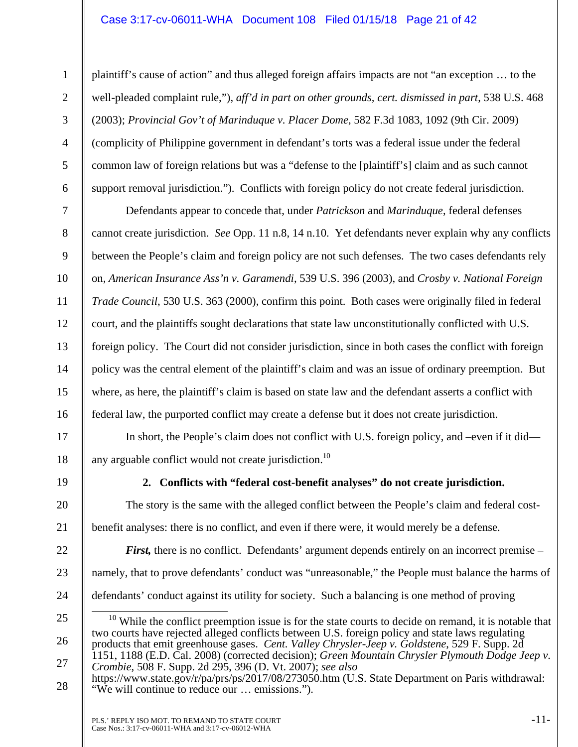plaintiff's cause of action" and thus alleged foreign affairs impacts are not "an exception … to the well-pleaded complaint rule,"), *aff'd in part on other grounds, cert. dismissed in part*, 538 U.S. 468 (2003); *Provincial Gov't of Marinduque v. Placer Dome*, 582 F.3d 1083, 1092 (9th Cir. 2009) (complicity of Philippine government in defendant's torts was a federal issue under the federal common law of foreign relations but was a "defense to the [plaintiff's] claim and as such cannot support removal jurisdiction."). Conflicts with foreign policy do not create federal jurisdiction.

Defendants appear to concede that, under *Patrickson* and *Marinduque*, federal defenses cannot create jurisdiction. *See* Opp. 11 n.8, 14 n.10. Yet defendants never explain why any conflicts between the People's claim and foreign policy are not such defenses. The two cases defendants rely on, *American Insurance Ass'n v. Garamendi*, 539 U.S. 396 (2003), and *Crosby v. National Foreign Trade Council*, 530 U.S. 363 (2000), confirm this point. Both cases were originally filed in federal court, and the plaintiffs sought declarations that state law unconstitutionally conflicted with U.S. foreign policy. The Court did not consider jurisdiction, since in both cases the conflict with foreign policy was the central element of the plaintiff's claim and was an issue of ordinary preemption. But where, as here, the plaintiff's claim is based on state law and the defendant asserts a conflict with federal law, the purported conflict may create a defense but it does not create jurisdiction.

In short, the People's claim does not conflict with U.S. foreign policy, and –even if it did— any arguable conflict would not create jurisdiction.[10]

#### 2. Conflicts with "federal cost-benefit analyses" do not create jurisdiction.

The story is the same with the alleged conflict between the People's claim and federal cost-benefit analyses: there is no conflict, and even if there were, it would merely be a defense.

***First,*** there is no conflict. Defendants' argument depends entirely on an incorrect premise – namely, that to prove defendants' conduct was "unreasonable," the People must balance the harms of defendants' conduct against its utility for society. Such a balancing is one method of proving

---

[10] While the conflict preemption issue is for the state courts to decide on remand, it is notable that two courts have rejected alleged conflicts between U.S. foreign policy and state laws regulating products that emit greenhouse gases. *Cent. Valley Chrysler-Jeep v. Goldstene*, 529 F. Supp. 2d 1151, 1188 (E.D. Cal. 2008) (corrected decision); *Green Mountain Chrysler Plymouth Dodge Jeep v. Crombie*, 508 F. Supp. 2d 295, 396 (D. Vt. 2007); *see also* https://www.state.gov/r/pa/prs/ps/2017/08/273050.htm (U.S. State Department on Paris withdrawal: "We will continue to reduce our … emissions.").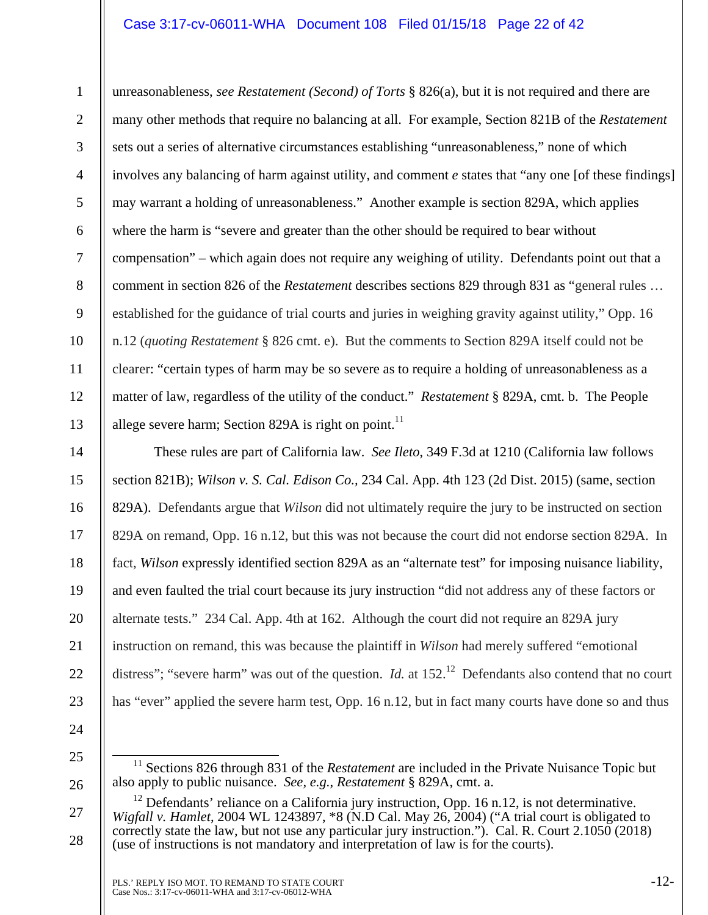unreasonableness, *see Restatement (Second) of Torts* § 826(a), but it is not required and there are many other methods that require no balancing at all. For example, Section 821B of the *Restatement* sets out a series of alternative circumstances establishing "unreasonableness," none of which involves any balancing of harm against utility, and comment *e* states that "any one [of these findings] may warrant a holding of unreasonableness." Another example is section 829A, which applies where the harm is "severe and greater than the other should be required to bear without compensation" – which again does not require any weighing of utility. Defendants point out that a comment in section 826 of the *Restatement* describes sections 829 through 831 as "general rules … established for the guidance of trial courts and juries in weighing gravity against utility," Opp. 16 n.12 (*quoting Restatement* § 826 cmt. e). But the comments to Section 829A itself could not be clearer: "certain types of harm may be so severe as to require a holding of unreasonableness as a matter of law, regardless of the utility of the conduct." *Restatement* § 829A, cmt. b. The People allege severe harm; Section 829A is right on point.[11]

These rules are part of California law. *See Ileto*, 349 F.3d at 1210 (California law follows section 821B); *Wilson v. S. Cal. Edison Co.*, 234 Cal. App. 4th 123 (2d Dist. 2015) (same, section 829A). Defendants argue that *Wilson* did not ultimately require the jury to be instructed on section 829A on remand, Opp. 16 n.12, but this was not because the court did not endorse section 829A. In fact, *Wilson* expressly identified section 829A as an "alternate test" for imposing nuisance liability, and even faulted the trial court because its jury instruction "did not address any of these factors or alternate tests." 234 Cal. App. 4th at 162. Although the court did not require an 829A jury instruction on remand, this was because the plaintiff in *Wilson* had merely suffered "emotional distress"; "severe harm" was out of the question. *Id.* at 152.[12] Defendants also contend that no court has "ever" applied the severe harm test, Opp. 16 n.12, but in fact many courts have done so and thus

---

[11] Sections 826 through 831 of the *Restatement* are included in the Private Nuisance Topic but also apply to public nuisance. *See, e.g.*, *Restatement* § 829A, cmt. a.

[12] Defendants' reliance on a California jury instruction, Opp. 16 n.12, is not determinative. *Wigfall v. Hamlet*, 2004 WL 1243897, *8 (N.D Cal. May 26, 2004) ("A trial court is obligated to correctly state the law, but not use any particular jury instruction."). Cal. R. Court 2.1050 (2018) (use of instructions is not mandatory and interpretation of law is for the courts).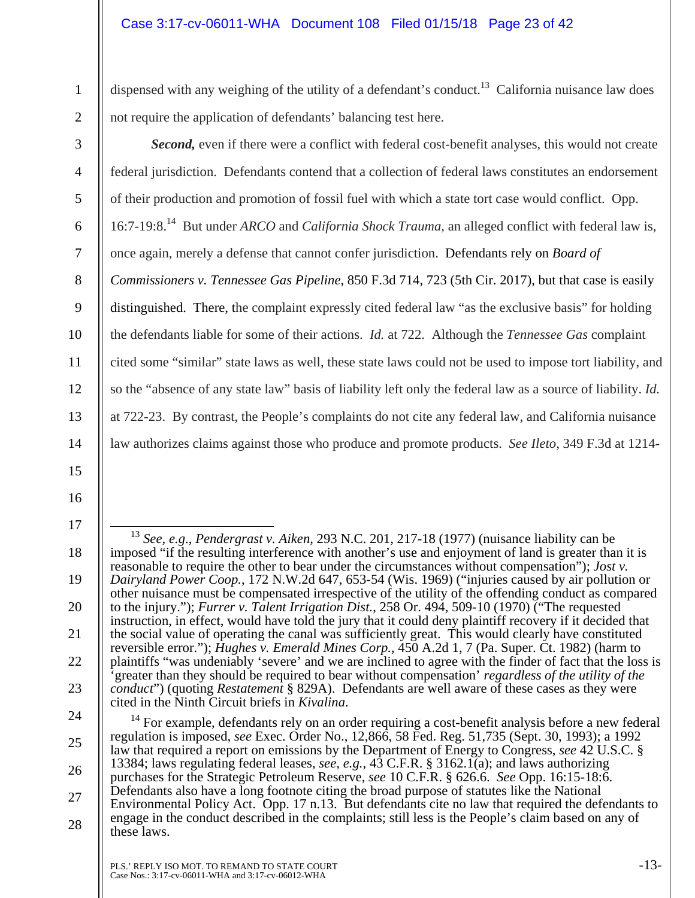dispensed with any weighing of the utility of a defendant's conduct.[13] California nuisance law does not require the application of defendants' balancing test here.

***Second,*** even if there were a conflict with federal cost-benefit analyses, this would not create federal jurisdiction. Defendants contend that a collection of federal laws constitutes an endorsement of their production and promotion of fossil fuel with which a state tort case would conflict. Opp. 16:7-19:8.[14] But under *ARCO* and *California Shock Trauma*, an alleged conflict with federal law is, once again, merely a defense that cannot confer jurisdiction. Defendants rely on *Board of Commissioners v. Tennessee Gas Pipeline*, 850 F.3d 714, 723 (5th Cir. 2017), but that case is easily distinguished. There, the complaint expressly cited federal law "as the exclusive basis" for holding the defendants liable for some of their actions. *Id.* at 722. Although the *Tennessee Gas* complaint cited some "similar" state laws as well, these state laws could not be used to impose tort liability, and so the "absence of any state law" basis of liability left only the federal law as a source of liability. *Id.* at 722-23. By contrast, the People's complaints do not cite any federal law, and California nuisance law authorizes claims against those who produce and promote products. *See Ileto*, 349 F.3d at 1214-

---

[13] *See, e.g.*, *Pendergrast v. Aiken*, 293 N.C. 201, 217-18 (1977) (nuisance liability can be imposed "if the resulting interference with another's use and enjoyment of land is greater than it is reasonable to require the other to bear under the circumstances without compensation"); *Jost v. Dairyland Power Coop.*, 172 N.W.2d 647, 653-54 (Wis. 1969) ("injuries caused by air pollution or other nuisance must be compensated irrespective of the utility of the offending conduct as compared to the injury."); *Furrer v. Talent Irrigation Dist.*, 258 Or. 494, 509-10 (1970) ("The requested instruction, in effect, would have told the jury that it could deny plaintiff recovery if it decided that the social value of operating the canal was sufficiently great. This would clearly have constituted reversible error."); *Hughes v. Emerald Mines Corp.*, 450 A.2d 1, 7 (Pa. Super. Ct. 1982) (harm to plaintiffs "was undeniably 'severe' and we are inclined to agree with the finder of fact that the loss is 'greater than they should be required to bear without compensation' *regardless of the utility of the conduct*") (quoting *Restatement* § 829A). Defendants are well aware of these cases as they were cited in the Ninth Circuit briefs in *Kivalina*.

[14] For example, defendants rely on an order requiring a cost-benefit analysis before a new federal regulation is imposed, *see* Exec. Order No., 12,866, 58 Fed. Reg. 51,735 (Sept. 30, 1993); a 1992 law that required a report on emissions by the Department of Energy to Congress, *see* 42 U.S.C. § 13384; laws regulating federal leases, *see, e.g.*, 43 C.F.R. § 3162.1(a); and laws authorizing purchases for the Strategic Petroleum Reserve, *see* 10 C.F.R. § 626.6. *See* Opp. 16:15-18:6. Defendants also have a long footnote citing the broad purpose of statutes like the National Environmental Policy Act. Opp. 17 n.13. But defendants cite no law that required the defendants to engage in the conduct described in the complaints; still less is the People's claim based on any of these laws.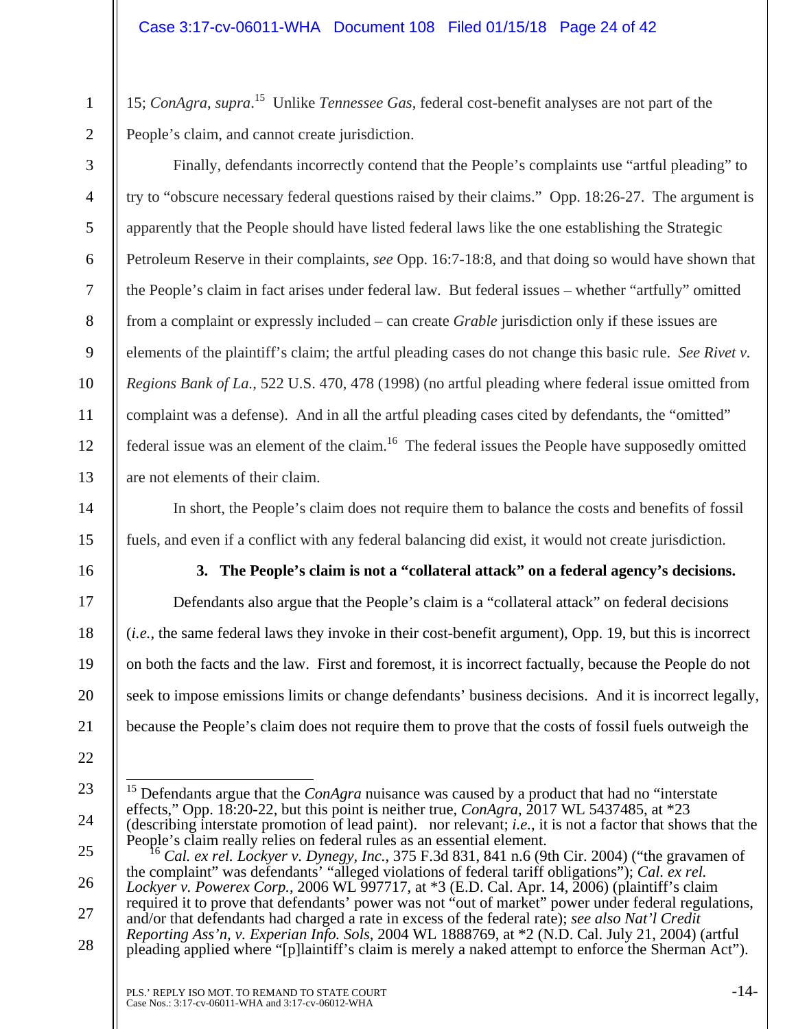15; *ConAgra*, *supra*.[15] Unlike *Tennessee Gas*, federal cost-benefit analyses are not part of the People's claim, and cannot create jurisdiction.

Finally, defendants incorrectly contend that the People's complaints use "artful pleading" to try to "obscure necessary federal questions raised by their claims." Opp. 18:26-27. The argument is apparently that the People should have listed federal laws like the one establishing the Strategic Petroleum Reserve in their complaints, *see* Opp. 16:7-18:8, and that doing so would have shown that the People's claim in fact arises under federal law. But federal issues – whether "artfully" omitted from a complaint or expressly included – can create *Grable* jurisdiction only if these issues are elements of the plaintiff's claim; the artful pleading cases do not change this basic rule. *See Rivet v. Regions Bank of La.*, 522 U.S. 470, 478 (1998) (no artful pleading where federal issue omitted from complaint was a defense). And in all the artful pleading cases cited by defendants, the "omitted" federal issue was an element of the claim.[16] The federal issues the People have supposedly omitted are not elements of their claim.

In short, the People's claim does not require them to balance the costs and benefits of fossil fuels, and even if a conflict with any federal balancing did exist, it would not create jurisdiction.

### 3. The People's claim is not a "collateral attack" on a federal agency's decisions.

Defendants also argue that the People's claim is a "collateral attack" on federal decisions (*i.e.*, the same federal laws they invoke in their cost-benefit argument), Opp. 19, but this is incorrect on both the facts and the law. First and foremost, it is incorrect factually, because the People do not seek to impose emissions limits or change defendants' business decisions. And it is incorrect legally, because the People's claim does not require them to prove that the costs of fossil fuels outweigh the

---

[15] Defendants argue that the *ConAgra* nuisance was caused by a product that had no "interstate effects," Opp. 18:20-22, but this point is neither true, *ConAgra*, 2017 WL 5437485, at *23 (describing interstate promotion of lead paint). nor relevant; *i.e.*, it is not a factor that shows that the People's claim really relies on federal rules as an essential element.

[16] *Cal. ex rel. Lockyer v. Dynegy, Inc.*, 375 F.3d 831, 841 n.6 (9th Cir. 2004) ("the gravamen of the complaint" was defendants' "alleged violations of federal tariff obligations"); *Cal. ex rel. Lockyer v. Powerex Corp.*, 2006 WL 997717, at *3 (E.D. Cal. Apr. 14, 2006) (plaintiff's claim required it to prove that defendants' power was not "out of market" power under federal regulations, and/or that defendants had charged a rate in excess of the federal rate); *see also Nat'l Credit Reporting Ass'n, v. Experian Info. Sols*, 2004 WL 1888769, at *2 (N.D. Cal. July 21, 2004) (artful pleading applied where "[p]laintiff's claim is merely a naked attempt to enforce the Sherman Act").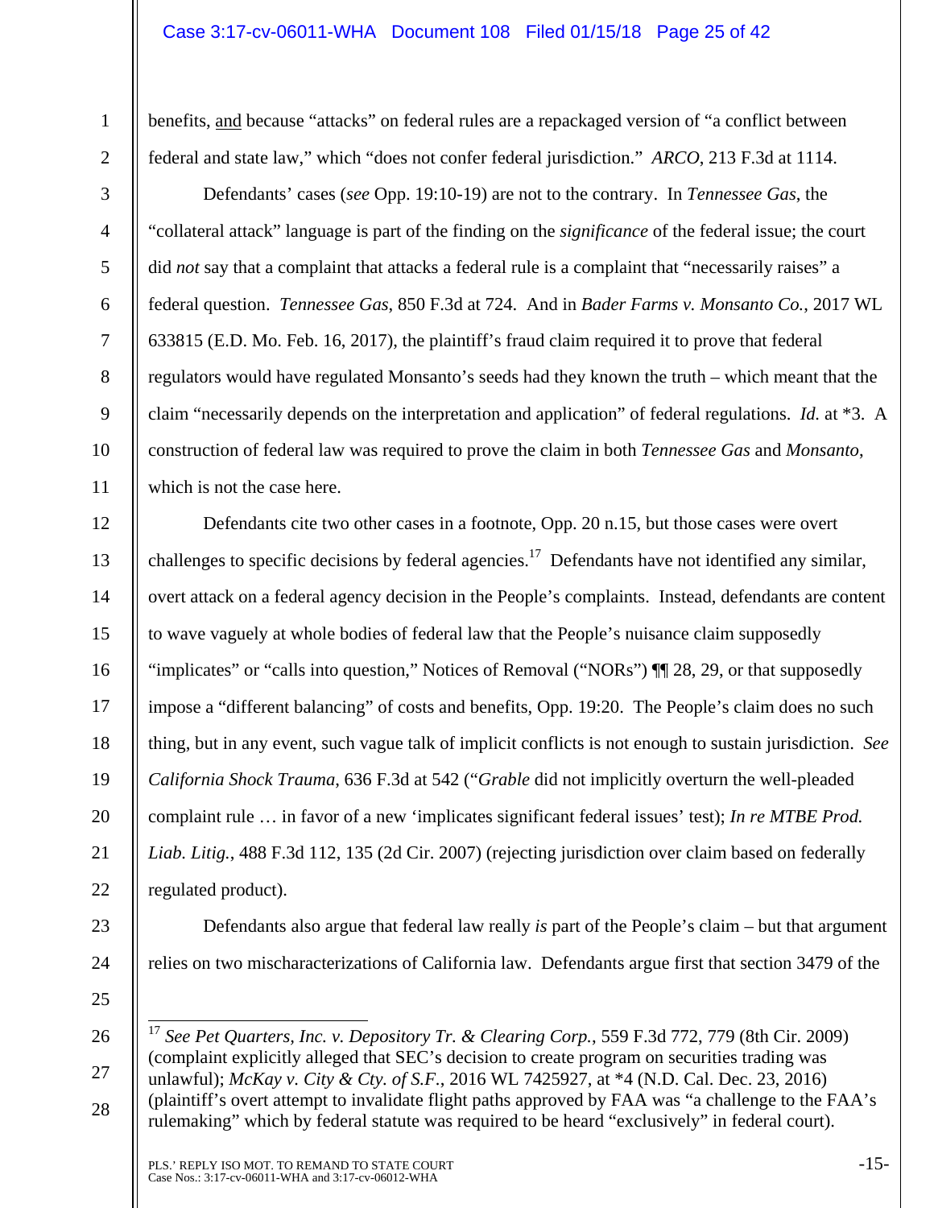benefits, and because "attacks" on federal rules are a repackaged version of "a conflict between federal and state law," which "does not confer federal jurisdiction." *ARCO*, 213 F.3d at 1114.

Defendants' cases (*see* Opp. 19:10-19) are not to the contrary. In *Tennessee Gas*, the "collateral attack" language is part of the finding on the *significance* of the federal issue; the court did *not* say that a complaint that attacks a federal rule is a complaint that "necessarily raises" a federal question. *Tennessee Gas*, 850 F.3d at 724. And in *Bader Farms v. Monsanto Co.*, 2017 WL 633815 (E.D. Mo. Feb. 16, 2017), the plaintiff's fraud claim required it to prove that federal regulators would have regulated Monsanto's seeds had they known the truth – which meant that the claim "necessarily depends on the interpretation and application" of federal regulations. *Id.* at *3. A construction of federal law was required to prove the claim in both *Tennessee Gas* and *Monsanto*, which is not the case here.

Defendants cite two other cases in a footnote, Opp. 20 n.15, but those cases were overt challenges to specific decisions by federal agencies.[17] Defendants have not identified any similar, overt attack on a federal agency decision in the People's complaints. Instead, defendants are content to wave vaguely at whole bodies of federal law that the People's nuisance claim supposedly "implicates" or "calls into question," Notices of Removal ("NORs") ¶¶ 28, 29, or that supposedly impose a "different balancing" of costs and benefits, Opp. 19:20. The People's claim does no such thing, but in any event, such vague talk of implicit conflicts is not enough to sustain jurisdiction. *See California Shock Trauma*, 636 F.3d at 542 ("*Grable* did not implicitly overturn the well-pleaded complaint rule … in favor of a new 'implicates significant federal issues' test); *In re MTBE Prod. Liab. Litig.*, 488 F.3d 112, 135 (2d Cir. 2007) (rejecting jurisdiction over claim based on federally regulated product).

Defendants also argue that federal law really *is* part of the People's claim – but that argument relies on two mischaracterizations of California law. Defendants argue first that section 3479 of the

---

[17] *See Pet Quarters, Inc. v. Depository Tr. & Clearing Corp.*, 559 F.3d 772, 779 (8th Cir. 2009) (complaint explicitly alleged that SEC's decision to create program on securities trading was unlawful); *McKay v. City & Cty. of S.F.*, 2016 WL 7425927, at *4 (N.D. Cal. Dec. 23, 2016) (plaintiff's overt attempt to invalidate flight paths approved by FAA was "a challenge to the FAA's rulemaking" which by federal statute was required to be heard "exclusively" in federal court).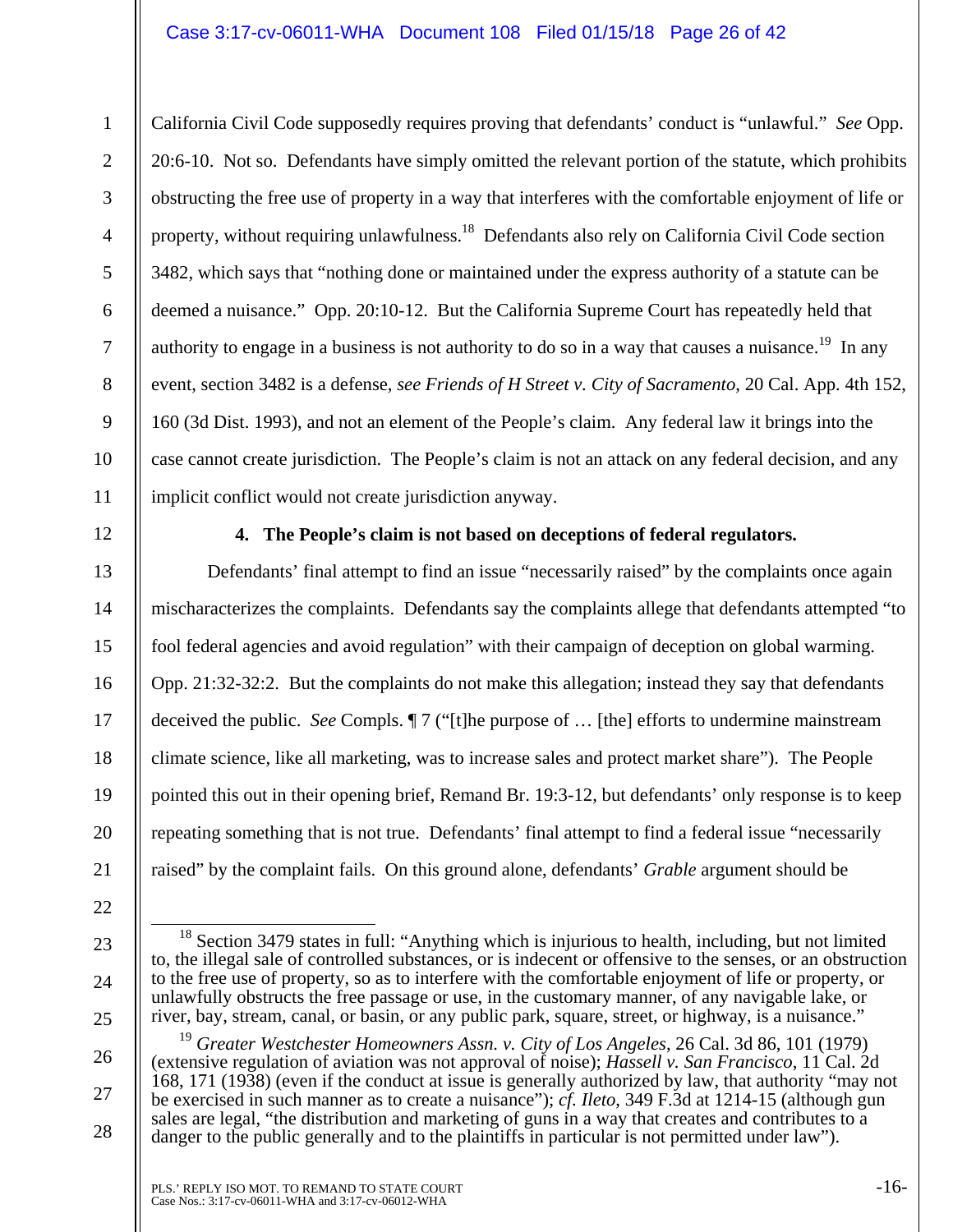California Civil Code supposedly requires proving that defendants' conduct is "unlawful." *See* Opp. 20:6-10. Not so. Defendants have simply omitted the relevant portion of the statute, which prohibits obstructing the free use of property in a way that interferes with the comfortable enjoyment of life or property, without requiring unlawfulness.[18] Defendants also rely on California Civil Code section 3482, which says that "nothing done or maintained under the express authority of a statute can be deemed a nuisance." Opp. 20:10-12. But the California Supreme Court has repeatedly held that authority to engage in a business is not authority to do so in a way that causes a nuisance.[19] In any event, section 3482 is a defense, *see Friends of H Street v. City of Sacramento*, 20 Cal. App. 4th 152, 160 (3d Dist. 1993), and not an element of the People's claim. Any federal law it brings into the case cannot create jurisdiction. The People's claim is not an attack on any federal decision, and any implicit conflict would not create jurisdiction anyway.

**4. The People's claim is not based on deceptions of federal regulators.**

Defendants' final attempt to find an issue "necessarily raised" by the complaints once again mischaracterizes the complaints. Defendants say the complaints allege that defendants attempted "to fool federal agencies and avoid regulation" with their campaign of deception on global warming. Opp. 21:32-32:2. But the complaints do not make this allegation; instead they say that defendants deceived the public. *See* Compls. ¶ 7 ("[t]he purpose of … [the] efforts to undermine mainstream climate science, like all marketing, was to increase sales and protect market share"). The People pointed this out in their opening brief, Remand Br. 19:3-12, but defendants' only response is to keep repeating something that is not true. Defendants' final attempt to find a federal issue "necessarily raised" by the complaint fails. On this ground alone, defendants' *Grable* argument should be

---

[18] Section 3479 states in full: "Anything which is injurious to health, including, but not limited to, the illegal sale of controlled substances, or is indecent or offensive to the senses, or an obstruction to the free use of property, so as to interfere with the comfortable enjoyment of life or property, or unlawfully obstructs the free passage or use, in the customary manner, of any navigable lake, or river, bay, stream, canal, or basin, or any public park, square, street, or highway, is a nuisance."

[19] *Greater Westchester Homeowners Assn. v. City of Los Angeles*, 26 Cal. 3d 86, 101 (1979) (extensive regulation of aviation was not approval of noise); *Hassell v. San Francisco*, 11 Cal. 2d 168, 171 (1938) (even if the conduct at issue is generally authorized by law, that authority "may not be exercised in such manner as to create a nuisance"); *cf. Ileto*, 349 F.3d at 1214-15 (although gun sales are legal, "the distribution and marketing of guns in a way that creates and contributes to a danger to the public generally and to the plaintiffs in particular is not permitted under law").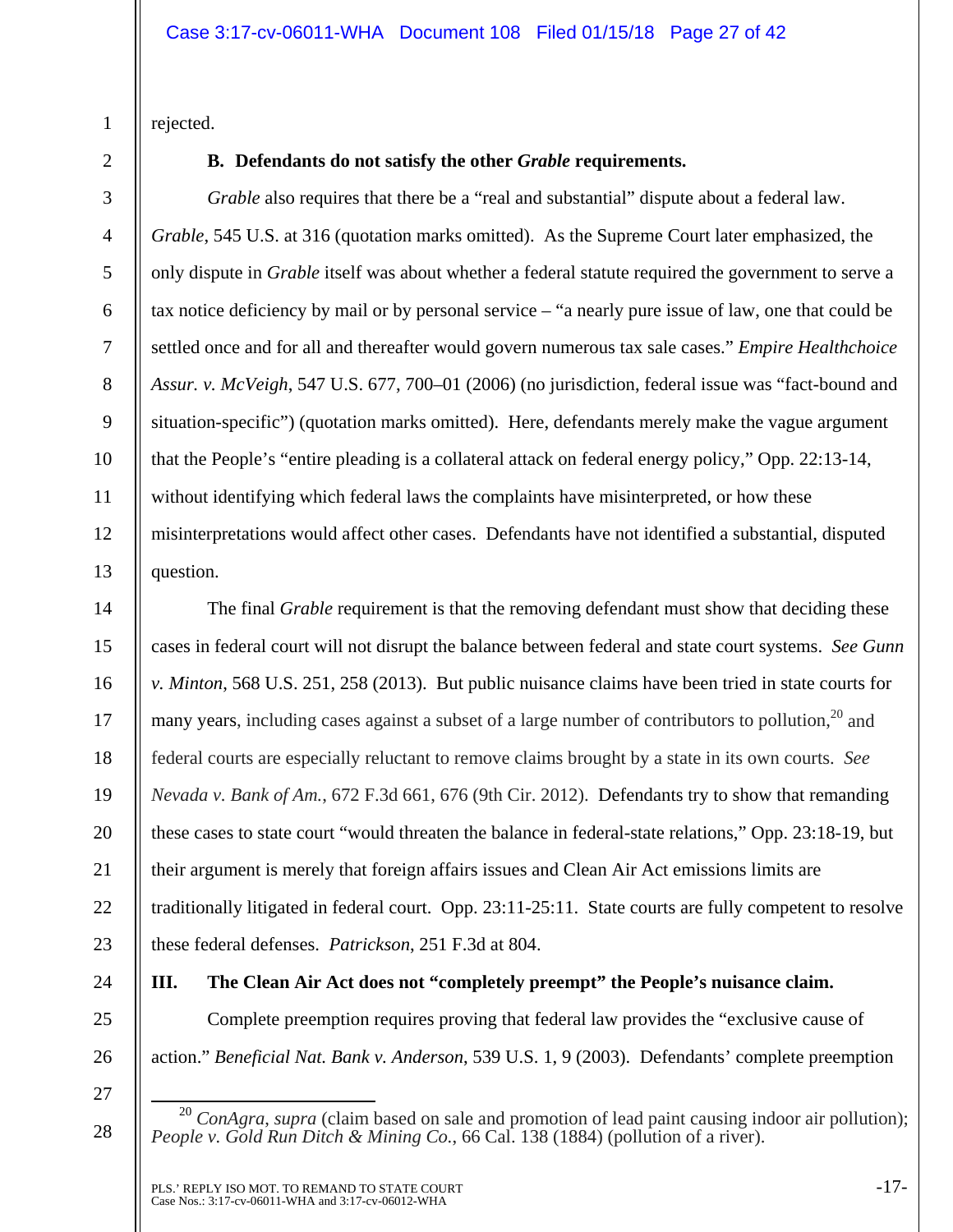rejected.

### B. Defendants do not satisfy the other *Grable* requirements.

*Grable* also requires that there be a "real and substantial" dispute about a federal law. *Grable*, 545 U.S. at 316 (quotation marks omitted). As the Supreme Court later emphasized, the only dispute in *Grable* itself was about whether a federal statute required the government to serve a tax notice deficiency by mail or by personal service – "a nearly pure issue of law, one that could be settled once and for all and thereafter would govern numerous tax sale cases." *Empire Healthchoice Assur. v. McVeigh*, 547 U.S. 677, 700–01 (2006) (no jurisdiction, federal issue was "fact-bound and situation-specific") (quotation marks omitted). Here, defendants merely make the vague argument that the People's "entire pleading is a collateral attack on federal energy policy," Opp. 22:13-14, without identifying which federal laws the complaints have misinterpreted, or how these misinterpretations would affect other cases. Defendants have not identified a substantial, disputed question.

The final *Grable* requirement is that the removing defendant must show that deciding these cases in federal court will not disrupt the balance between federal and state court systems. *See Gunn v. Minton*, 568 U.S. 251, 258 (2013). But public nuisance claims have been tried in state courts for many years, including cases against a subset of a large number of contributors to pollution,[20] and federal courts are especially reluctant to remove claims brought by a state in its own courts. *See Nevada v. Bank of Am.*, 672 F.3d 661, 676 (9th Cir. 2012). Defendants try to show that remanding these cases to state court "would threaten the balance in federal-state relations," Opp. 23:18-19, but their argument is merely that foreign affairs issues and Clean Air Act emissions limits are traditionally litigated in federal court. Opp. 23:11-25:11. State courts are fully competent to resolve these federal defenses. *Patrickson*, 251 F.3d at 804.

## III. The Clean Air Act does not "completely preempt" the People's nuisance claim.

Complete preemption requires proving that federal law provides the "exclusive cause of action." *Beneficial Nat. Bank v. Anderson*, 539 U.S. 1, 9 (2003). Defendants' complete preemption

[20] *ConAgra*, *supra* (claim based on sale and promotion of lead paint causing indoor air pollution); *People v. Gold Run Ditch & Mining Co.*, 66 Cal. 138 (1884) (pollution of a river).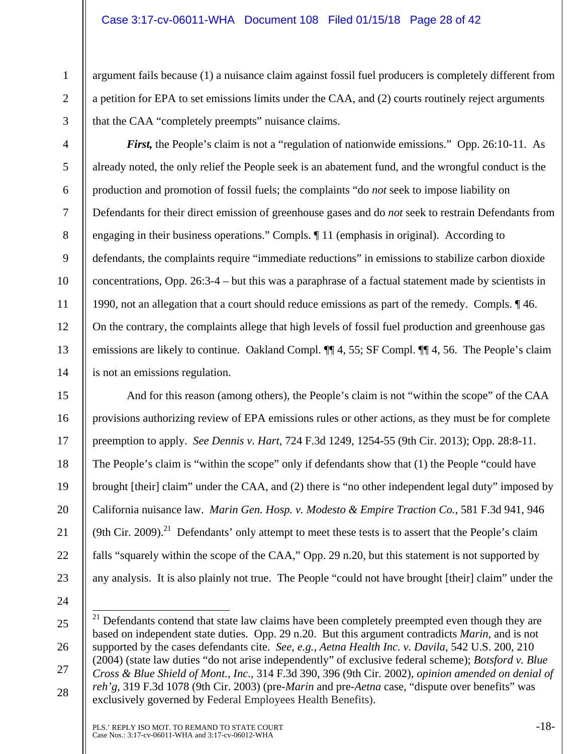argument fails because (1) a nuisance claim against fossil fuel producers is completely different from a petition for EPA to set emissions limits under the CAA, and (2) courts routinely reject arguments that the CAA "completely preempts" nuisance claims.

***First,*** the People's claim is not a "regulation of nationwide emissions." Opp. 26:10-11. As already noted, the only relief the People seek is an abatement fund, and the wrongful conduct is the production and promotion of fossil fuels; the complaints "do *not* seek to impose liability on Defendants for their direct emission of greenhouse gases and do *not* seek to restrain Defendants from engaging in their business operations." Compls. ¶ 11 (emphasis in original). According to defendants, the complaints require "immediate reductions" in emissions to stabilize carbon dioxide concentrations, Opp. 26:3-4 – but this was a paraphrase of a factual statement made by scientists in 1990, not an allegation that a court should reduce emissions as part of the remedy. Compls. ¶ 46. On the contrary, the complaints allege that high levels of fossil fuel production and greenhouse gas emissions are likely to continue. Oakland Compl. ¶¶ 4, 55; SF Compl. ¶¶ 4, 56. The People's claim is not an emissions regulation.

And for this reason (among others), the People's claim is not "within the scope" of the CAA provisions authorizing review of EPA emissions rules or other actions, as they must be for complete preemption to apply. *See Dennis v. Hart*, 724 F.3d 1249, 1254-55 (9th Cir. 2013); Opp. 28:8-11. The People's claim is "within the scope" only if defendants show that (1) the People "could have brought [their] claim" under the CAA, and (2) there is "no other independent legal duty" imposed by California nuisance law. *Marin Gen. Hosp. v. Modesto & Empire Traction Co.*, 581 F.3d 941, 946 (9th Cir. 2009).[21] Defendants' only attempt to meet these tests is to assert that the People's claim falls "squarely within the scope of the CAA," Opp. 29 n.20, but this statement is not supported by any analysis. It is also plainly not true. The People "could not have brought [their] claim" under the

---

[21] Defendants contend that state law claims have been completely preempted even though they are based on independent state duties. Opp. 29 n.20. But this argument contradicts *Marin*, and is not supported by the cases defendants cite. *See, e.g.*, *Aetna Health Inc. v. Davila*, 542 U.S. 200, 210 (2004) (state law duties "do not arise independently" of exclusive federal scheme); *Botsford v. Blue Cross & Blue Shield of Mont., Inc.*, 314 F.3d 390, 396 (9th Cir. 2002), *opinion amended on denial of reh'g*, 319 F.3d 1078 (9th Cir. 2003) (pre-*Marin* and pre-*Aetna* case, "dispute over benefits" was exclusively governed by Federal Employees Health Benefits).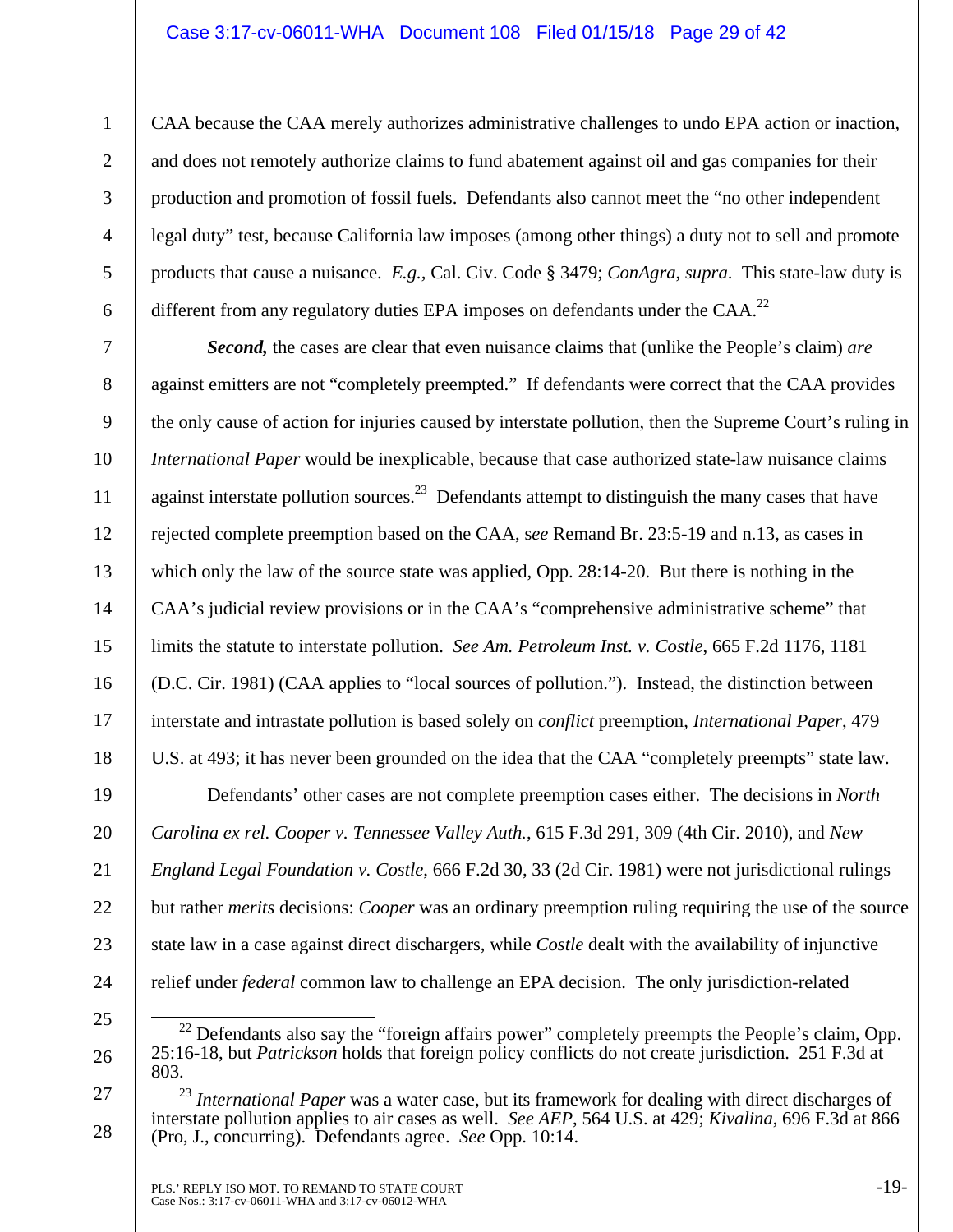CAA because the CAA merely authorizes administrative challenges to undo EPA action or inaction, and does not remotely authorize claims to fund abatement against oil and gas companies for their production and promotion of fossil fuels. Defendants also cannot meet the "no other independent legal duty" test, because California law imposes (among other things) a duty not to sell and promote products that cause a nuisance. *E.g.*, Cal. Civ. Code § 3479; *ConAgra*, *supra*. This state-law duty is different from any regulatory duties EPA imposes on defendants under the CAA.[22]

***Second,*** the cases are clear that even nuisance claims that (unlike the People's claim) *are* against emitters are not "completely preempted." If defendants were correct that the CAA provides the only cause of action for injuries caused by interstate pollution, then the Supreme Court's ruling in *International Paper* would be inexplicable, because that case authorized state-law nuisance claims against interstate pollution sources.[23] Defendants attempt to distinguish the many cases that have rejected complete preemption based on the CAA, s*ee* Remand Br. 23:5-19 and n.13, as cases in which only the law of the source state was applied, Opp. 28:14-20. But there is nothing in the CAA's judicial review provisions or in the CAA's "comprehensive administrative scheme" that limits the statute to interstate pollution. *See Am. Petroleum Inst. v. Costle*, 665 F.2d 1176, 1181 (D.C. Cir. 1981) (CAA applies to "local sources of pollution."). Instead, the distinction between interstate and intrastate pollution is based solely on *conflict* preemption, *International Paper*, 479 U.S. at 493; it has never been grounded on the idea that the CAA "completely preempts" state law.

Defendants' other cases are not complete preemption cases either. The decisions in *North Carolina ex rel. Cooper v. Tennessee Valley Auth.*, 615 F.3d 291, 309 (4th Cir. 2010), and *New England Legal Foundation v. Costle*, 666 F.2d 30, 33 (2d Cir. 1981) were not jurisdictional rulings but rather *merits* decisions: *Cooper* was an ordinary preemption ruling requiring the use of the source state law in a case against direct dischargers, while *Costle* dealt with the availability of injunctive relief under *federal* common law to challenge an EPA decision. The only jurisdiction-related

---

[22] Defendants also say the "foreign affairs power" completely preempts the People's claim, Opp. 25:16-18, but *Patrickson* holds that foreign policy conflicts do not create jurisdiction. 251 F.3d at 803.

[23] *International Paper* was a water case, but its framework for dealing with direct discharges of interstate pollution applies to air cases as well. *See AEP*, 564 U.S. at 429; *Kivalina*, 696 F.3d at 866 (Pro, J., concurring). Defendants agree. *See* Opp. 10:14.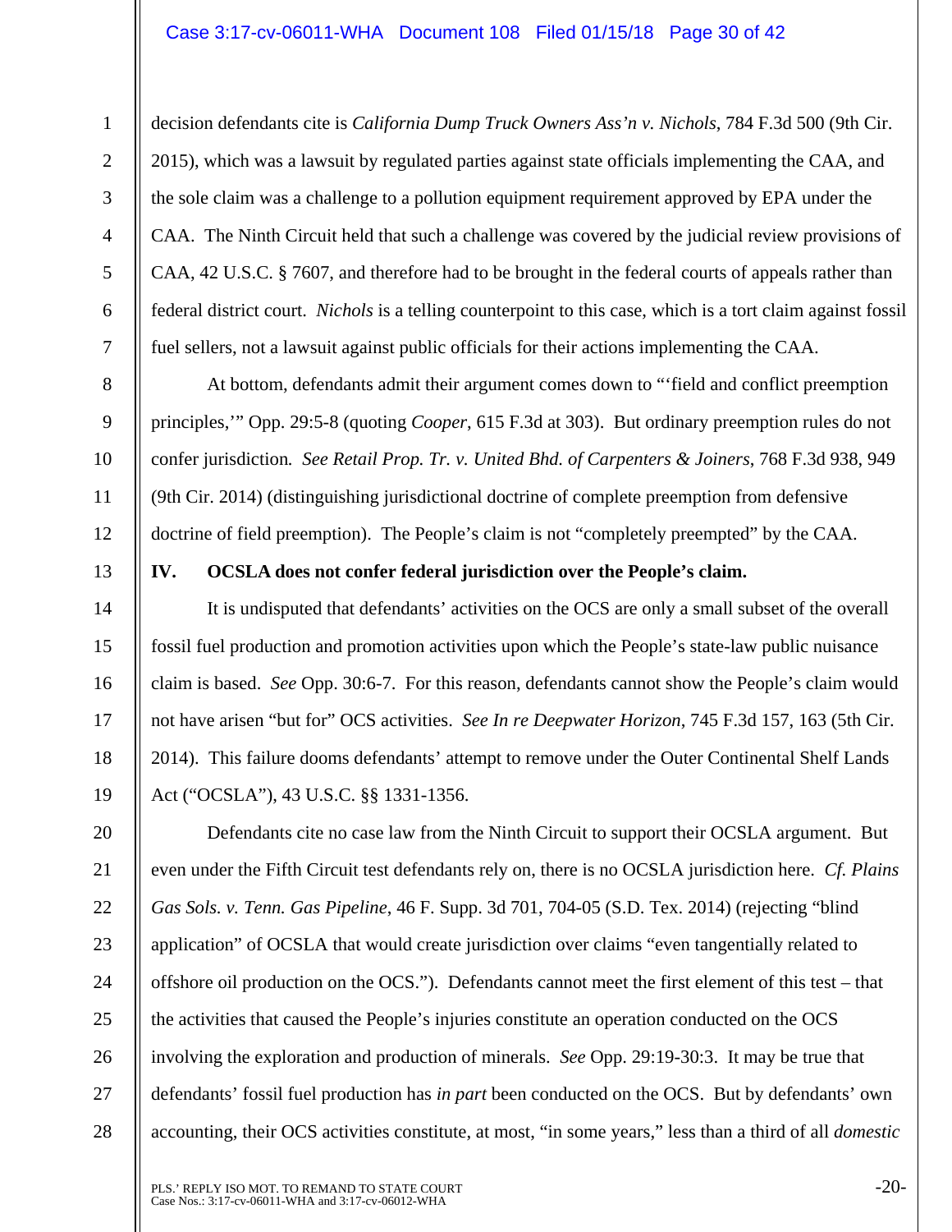decision defendants cite is *California Dump Truck Owners Ass'n v. Nichols*, 784 F.3d 500 (9th Cir. 2015), which was a lawsuit by regulated parties against state officials implementing the CAA, and the sole claim was a challenge to a pollution equipment requirement approved by EPA under the CAA. The Ninth Circuit held that such a challenge was covered by the judicial review provisions of CAA, 42 U.S.C. § 7607, and therefore had to be brought in the federal courts of appeals rather than federal district court. *Nichols* is a telling counterpoint to this case, which is a tort claim against fossil fuel sellers, not a lawsuit against public officials for their actions implementing the CAA.

At bottom, defendants admit their argument comes down to "'field and conflict preemption principles,'" Opp. 29:5-8 (quoting *Cooper*, 615 F.3d at 303). But ordinary preemption rules do not confer jurisdiction. *See Retail Prop. Tr. v. United Bhd. of Carpenters & Joiners*, 768 F.3d 938, 949 (9th Cir. 2014) (distinguishing jurisdictional doctrine of complete preemption from defensive doctrine of field preemption). The People's claim is not "completely preempted" by the CAA.

## IV. OCSLA does not confer federal jurisdiction over the People's claim.

It is undisputed that defendants' activities on the OCS are only a small subset of the overall fossil fuel production and promotion activities upon which the People's state-law public nuisance claim is based. *See* Opp. 30:6-7. For this reason, defendants cannot show the People's claim would not have arisen "but for" OCS activities. *See In re Deepwater Horizon*, 745 F.3d 157, 163 (5th Cir. 2014). This failure dooms defendants' attempt to remove under the Outer Continental Shelf Lands Act ("OCSLA"), 43 U.S.C. §§ 1331-1356.

Defendants cite no case law from the Ninth Circuit to support their OCSLA argument. But even under the Fifth Circuit test defendants rely on, there is no OCSLA jurisdiction here. *Cf. Plains Gas Sols. v. Tenn. Gas Pipeline*, 46 F. Supp. 3d 701, 704-05 (S.D. Tex. 2014) (rejecting "blind application" of OCSLA that would create jurisdiction over claims "even tangentially related to offshore oil production on the OCS."). Defendants cannot meet the first element of this test – that the activities that caused the People's injuries constitute an operation conducted on the OCS involving the exploration and production of minerals. *See* Opp. 29:19-30:3. It may be true that defendants' fossil fuel production has *in part* been conducted on the OCS. But by defendants' own accounting, their OCS activities constitute, at most, "in some years," less than a third of all *domestic*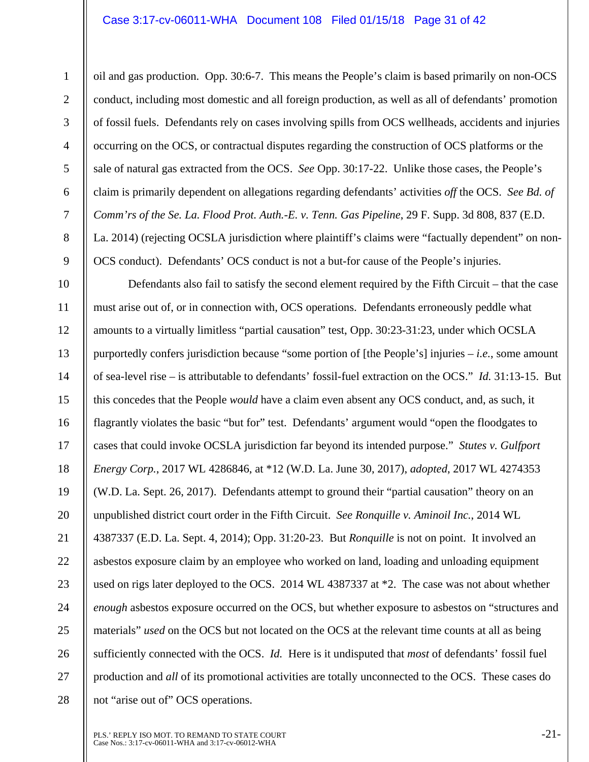oil and gas production. Opp. 30:6-7. This means the People's claim is based primarily on non-OCS conduct, including most domestic and all foreign production, as well as all of defendants' promotion of fossil fuels. Defendants rely on cases involving spills from OCS wellheads, accidents and injuries occurring on the OCS, or contractual disputes regarding the construction of OCS platforms or the sale of natural gas extracted from the OCS. *See* Opp. 30:17-22. Unlike those cases, the People's claim is primarily dependent on allegations regarding defendants' activities *off* the OCS. *See Bd. of Comm'rs of the Se. La. Flood Prot. Auth.-E. v. Tenn. Gas Pipeline*, 29 F. Supp. 3d 808, 837 (E.D. La. 2014) (rejecting OCSLA jurisdiction where plaintiff's claims were "factually dependent" on non-OCS conduct). Defendants' OCS conduct is not a but-for cause of the People's injuries.

Defendants also fail to satisfy the second element required by the Fifth Circuit – that the case must arise out of, or in connection with, OCS operations. Defendants erroneously peddle what amounts to a virtually limitless "partial causation" test, Opp. 30:23-31:23, under which OCSLA purportedly confers jurisdiction because "some portion of [the People's] injuries – *i.e.*, some amount of sea-level rise – is attributable to defendants' fossil-fuel extraction on the OCS." *Id.* 31:13-15. But this concedes that the People *would* have a claim even absent any OCS conduct, and, as such, it flagrantly violates the basic "but for" test. Defendants' argument would "open the floodgates to cases that could invoke OCSLA jurisdiction far beyond its intended purpose." *Stutes v. Gulfport Energy Corp.*, 2017 WL 4286846, at *12 (W.D. La. June 30, 2017), *adopted*, 2017 WL 4274353 (W.D. La. Sept. 26, 2017). Defendants attempt to ground their "partial causation" theory on an unpublished district court order in the Fifth Circuit. *See Ronquille v. Aminoil Inc.*, 2014 WL 4387337 (E.D. La. Sept. 4, 2014); Opp. 31:20-23. But *Ronquille* is not on point. It involved an asbestos exposure claim by an employee who worked on land, loading and unloading equipment used on rigs later deployed to the OCS. 2014 WL 4387337 at *2. The case was not about whether *enough* asbestos exposure occurred on the OCS, but whether exposure to asbestos on "structures and materials" *used* on the OCS but not located on the OCS at the relevant time counts at all as being sufficiently connected with the OCS. *Id.* Here is it undisputed that *most* of defendants' fossil fuel production and *all* of its promotional activities are totally unconnected to the OCS. These cases do not "arise out of" OCS operations.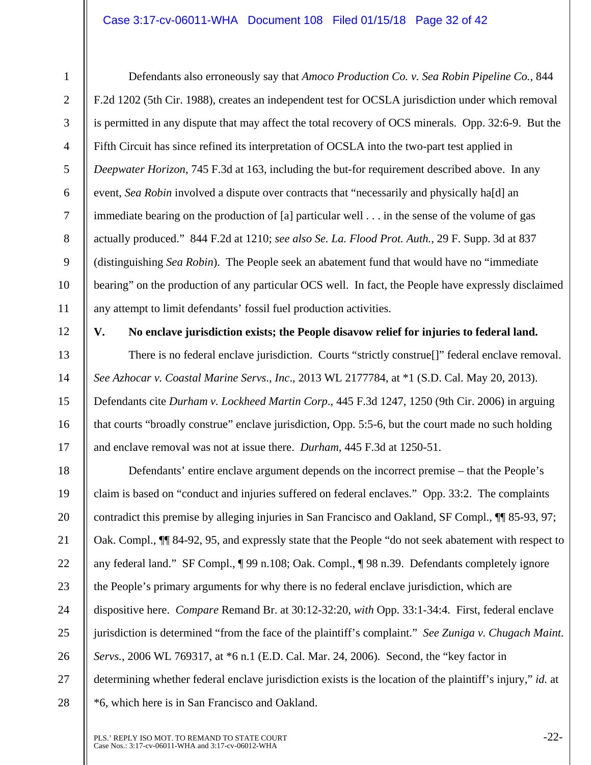Defendants also erroneously say that *Amoco Production Co. v. Sea Robin Pipeline Co.*, 844 F.2d 1202 (5th Cir. 1988), creates an independent test for OCSLA jurisdiction under which removal is permitted in any dispute that may affect the total recovery of OCS minerals. Opp. 32:6-9. But the Fifth Circuit has since refined its interpretation of OCSLA into the two-part test applied in *Deepwater Horizon*, 745 F.3d at 163, including the but-for requirement described above. In any event, *Sea Robin* involved a dispute over contracts that "necessarily and physically ha[d] an immediate bearing on the production of [a] particular well . . . in the sense of the volume of gas actually produced." 844 F.2d at 1210; *see also Se. La. Flood Prot. Auth.*, 29 F. Supp. 3d at 837 (distinguishing *Sea Robin*). The People seek an abatement fund that would have no "immediate bearing" on the production of any particular OCS well. In fact, the People have expressly disclaimed any attempt to limit defendants' fossil fuel production activities.

## V. No enclave jurisdiction exists; the People disavow relief for injuries to federal land.

There is no federal enclave jurisdiction. Courts "strictly construe[]" federal enclave removal. *See Azhocar v. Coastal Marine Servs., Inc.*, 2013 WL 2177784, at *1 (S.D. Cal. May 20, 2013). Defendants cite *Durham v. Lockheed Martin Corp.*, 445 F.3d 1247, 1250 (9th Cir. 2006) in arguing that courts "broadly construe" enclave jurisdiction, Opp. 5:5-6, but the court made no such holding and enclave removal was not at issue there. *Durham*, 445 F.3d at 1250-51.

Defendants' entire enclave argument depends on the incorrect premise – that the People's claim is based on "conduct and injuries suffered on federal enclaves." Opp. 33:2. The complaints contradict this premise by alleging injuries in San Francisco and Oakland, SF Compl., ¶¶ 85-93, 97; Oak. Compl., ¶¶ 84-92, 95, and expressly state that the People "do not seek abatement with respect to any federal land." SF Compl., ¶ 99 n.108; Oak. Compl., ¶ 98 n.39. Defendants completely ignore the People's primary arguments for why there is no federal enclave jurisdiction, which are dispositive here. *Compare* Remand Br. at 30:12-32:20, *with* Opp. 33:1-34:4. First, federal enclave jurisdiction is determined "from the face of the plaintiff's complaint." *See Zuniga v. Chugach Maint. Servs.*, 2006 WL 769317, at *6 n.1 (E.D. Cal. Mar. 24, 2006). Second, the "key factor in determining whether federal enclave jurisdiction exists is the location of the plaintiff's injury," *id.* at *6, which here is in San Francisco and Oakland.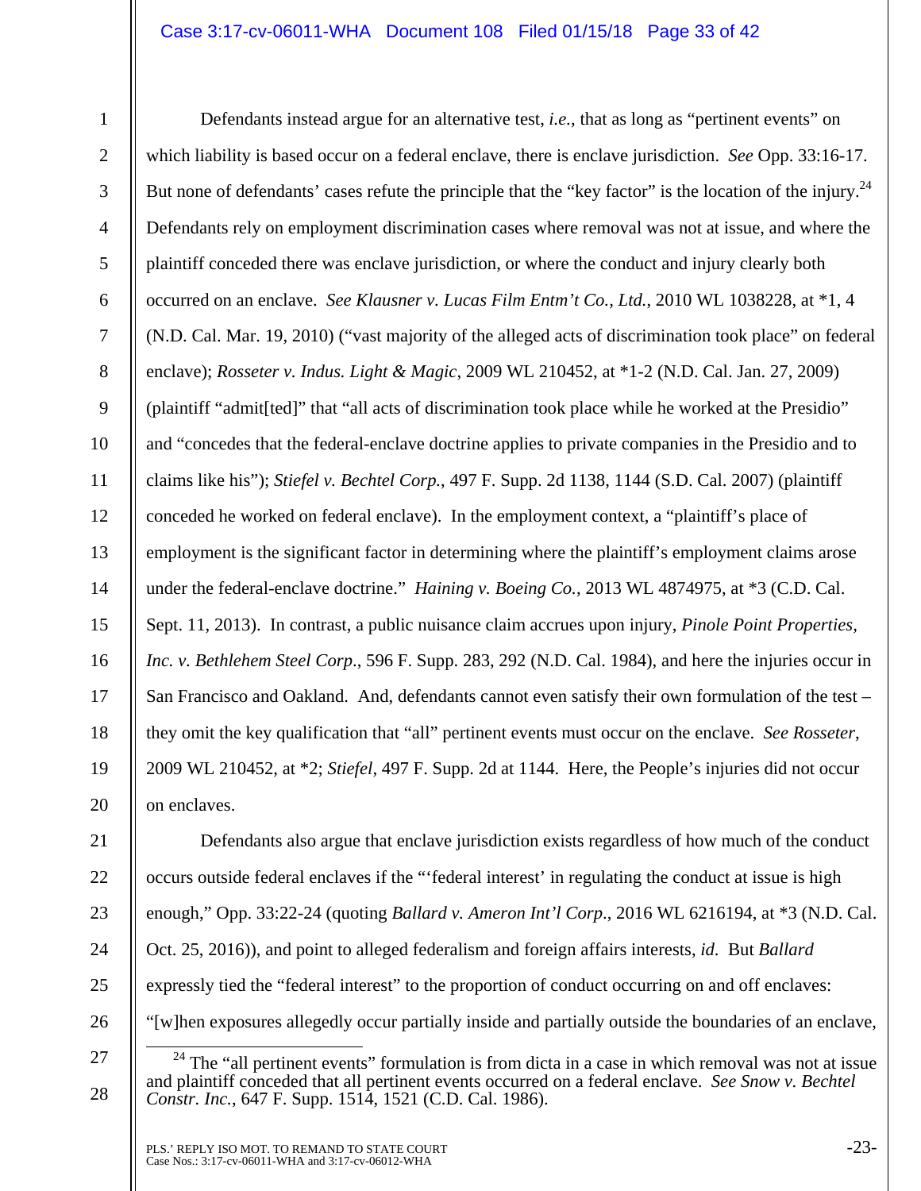Defendants instead argue for an alternative test, *i.e.,* that as long as "pertinent events" on which liability is based occur on a federal enclave, there is enclave jurisdiction. *See* Opp. 33:16-17. But none of defendants' cases refute the principle that the "key factor" is the location of the injury.[24] Defendants rely on employment discrimination cases where removal was not at issue, and where the plaintiff conceded there was enclave jurisdiction, or where the conduct and injury clearly both occurred on an enclave. *See Klausner v. Lucas Film Entm't Co., Ltd.*, 2010 WL 1038228, at *1, 4 (N.D. Cal. Mar. 19, 2010) ("vast majority of the alleged acts of discrimination took place" on federal enclave); *Rosseter v. Indus. Light & Magic*, 2009 WL 210452, at *1-2 (N.D. Cal. Jan. 27, 2009) (plaintiff "admit[ted]" that "all acts of discrimination took place while he worked at the Presidio" and "concedes that the federal-enclave doctrine applies to private companies in the Presidio and to claims like his"); *Stiefel v. Bechtel Corp.*, 497 F. Supp. 2d 1138, 1144 (S.D. Cal. 2007) (plaintiff conceded he worked on federal enclave). In the employment context, a "plaintiff's place of employment is the significant factor in determining where the plaintiff's employment claims arose under the federal-enclave doctrine." *Haining v. Boeing Co.*, 2013 WL 4874975, at *3 (C.D. Cal. Sept. 11, 2013). In contrast, a public nuisance claim accrues upon injury, *Pinole Point Properties, Inc. v. Bethlehem Steel Corp*., 596 F. Supp. 283, 292 (N.D. Cal. 1984), and here the injuries occur in San Francisco and Oakland. And, defendants cannot even satisfy their own formulation of the test – they omit the key qualification that "all" pertinent events must occur on the enclave. *See Rosseter*, 2009 WL 210452, at *2; *Stiefel*, 497 F. Supp. 2d at 1144. Here, the People's injuries did not occur on enclaves.

Defendants also argue that enclave jurisdiction exists regardless of how much of the conduct occurs outside federal enclaves if the "'federal interest' in regulating the conduct at issue is high enough," Opp. 33:22-24 (quoting *Ballard v. Ameron Int'l Corp*., 2016 WL 6216194, at *3 (N.D. Cal. Oct. 25, 2016)), and point to alleged federalism and foreign affairs interests, *id*. But *Ballard* expressly tied the "federal interest" to the proportion of conduct occurring on and off enclaves: "[w]hen exposures allegedly occur partially inside and partially outside the boundaries of an enclave,

---

[24] The "all pertinent events" formulation is from dicta in a case in which removal was not at issue and plaintiff conceded that all pertinent events occurred on a federal enclave. *See Snow v. Bechtel Constr. Inc.*, 647 F. Supp. 1514, 1521 (C.D. Cal. 1986).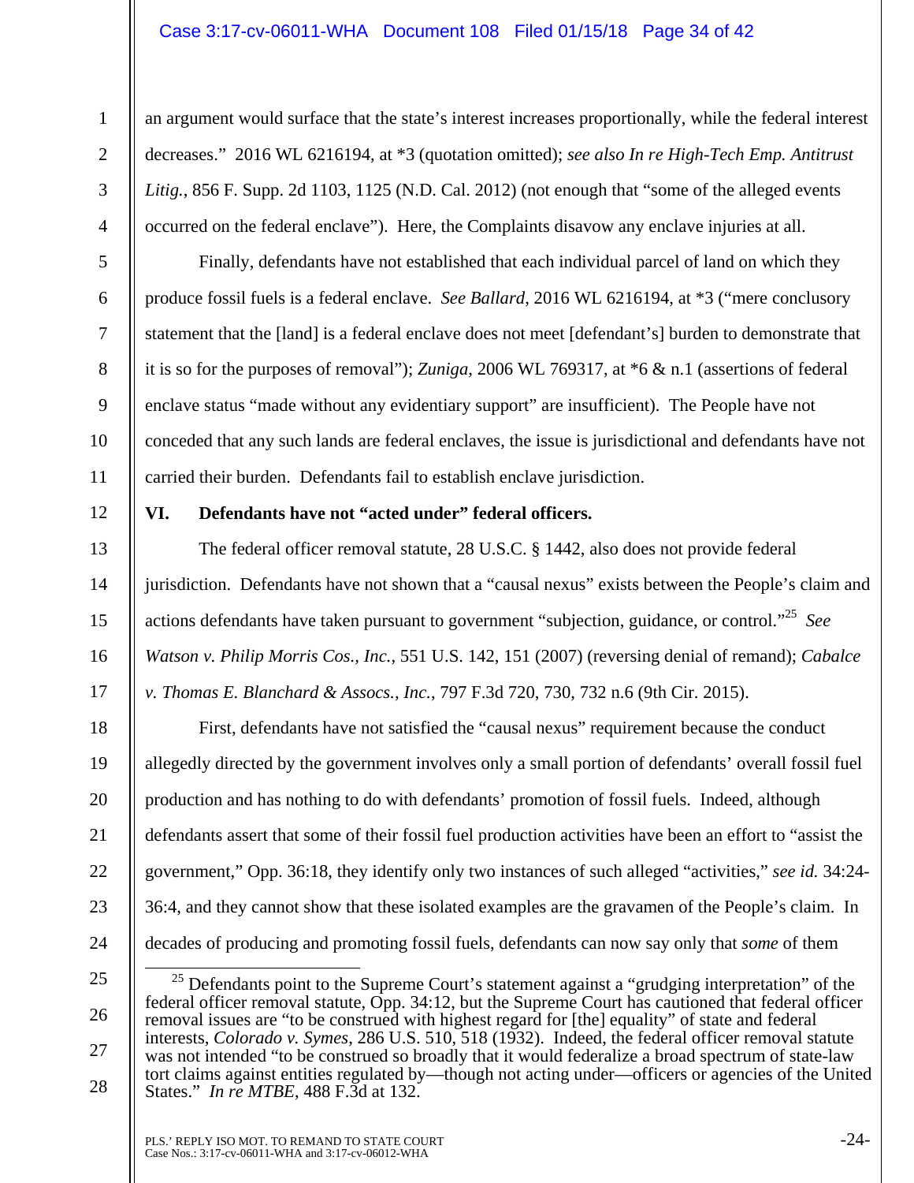an argument would surface that the state's interest increases proportionally, while the federal interest decreases." 2016 WL 6216194, at *3 (quotation omitted); *see also In re High-Tech Emp. Antitrust Litig.*, 856 F. Supp. 2d 1103, 1125 (N.D. Cal. 2012) (not enough that "some of the alleged events occurred on the federal enclave"). Here, the Complaints disavow any enclave injuries at all.

Finally, defendants have not established that each individual parcel of land on which they produce fossil fuels is a federal enclave. *See Ballard*, 2016 WL 6216194, at *3 ("mere conclusory statement that the [land] is a federal enclave does not meet [defendant's] burden to demonstrate that it is so for the purposes of removal"); *Zuniga*, 2006 WL 769317, at *6 & n.1 (assertions of federal enclave status "made without any evidentiary support" are insufficient). The People have not conceded that any such lands are federal enclaves, the issue is jurisdictional and defendants have not carried their burden. Defendants fail to establish enclave jurisdiction.

## VI. Defendants have not "acted under" federal officers.

The federal officer removal statute, 28 U.S.C. § 1442, also does not provide federal jurisdiction. Defendants have not shown that a "causal nexus" exists between the People's claim and actions defendants have taken pursuant to government "subjection, guidance, or control."[25] *See Watson v. Philip Morris Cos., Inc.*, 551 U.S. 142, 151 (2007) (reversing denial of remand); *Cabalce v. Thomas E. Blanchard & Assocs., Inc.*, 797 F.3d 720, 730, 732 n.6 (9th Cir. 2015).

First, defendants have not satisfied the "causal nexus" requirement because the conduct allegedly directed by the government involves only a small portion of defendants' overall fossil fuel production and has nothing to do with defendants' promotion of fossil fuels. Indeed, although defendants assert that some of their fossil fuel production activities have been an effort to "assist the government," Opp. 36:18, they identify only two instances of such alleged "activities," *see id.* 34:24-36:4, and they cannot show that these isolated examples are the gravamen of the People's claim. In decades of producing and promoting fossil fuels, defendants can now say only that *some* of them

---

[25] Defendants point to the Supreme Court's statement against a "grudging interpretation" of the federal officer removal statute, Opp. 34:12, but the Supreme Court has cautioned that federal officer removal issues are "to be construed with highest regard for [the] equality" of state and federal interests, *Colorado v. Symes*, 286 U.S. 510, 518 (1932). Indeed, the federal officer removal statute was not intended "to be construed so broadly that it would federalize a broad spectrum of state-law tort claims against entities regulated by—though not acting under—officers or agencies of the United States." *In re MTBE*, 488 F.3d at 132.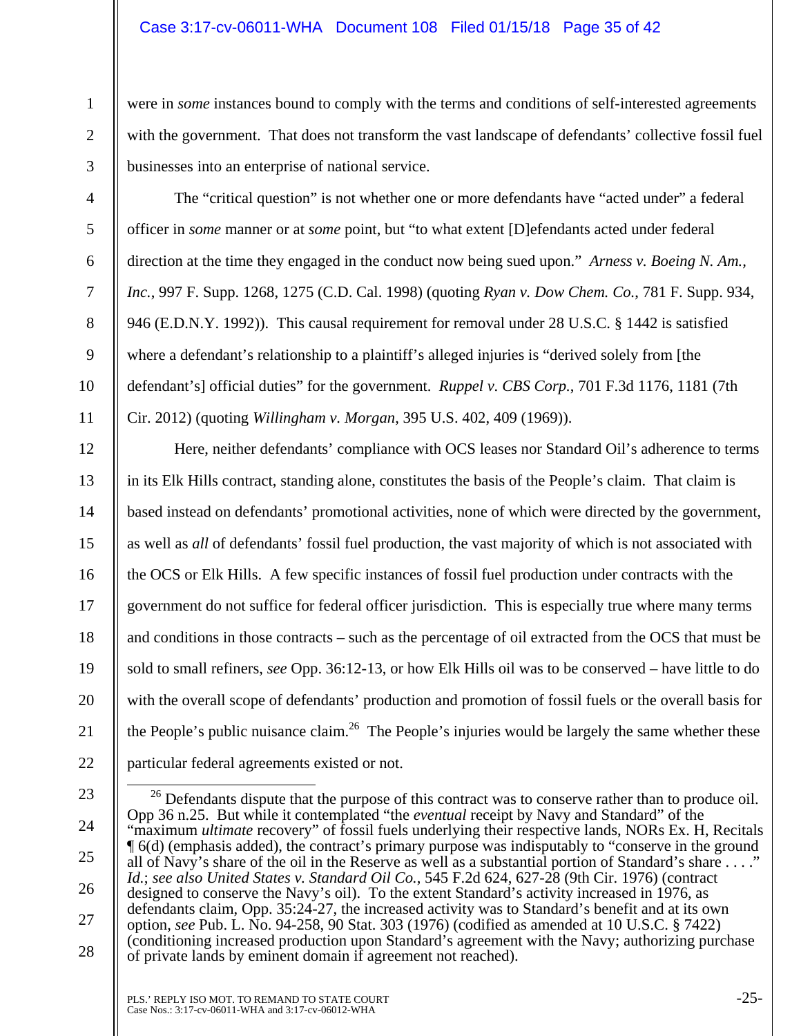were in *some* instances bound to comply with the terms and conditions of self-interested agreements with the government. That does not transform the vast landscape of defendants' collective fossil fuel businesses into an enterprise of national service.

The "critical question" is not whether one or more defendants have "acted under" a federal officer in *some* manner or at *some* point, but "to what extent [D]efendants acted under federal direction at the time they engaged in the conduct now being sued upon." *Arness v. Boeing N. Am., Inc.*, 997 F. Supp. 1268, 1275 (C.D. Cal. 1998) (quoting *Ryan v. Dow Chem. Co.*, 781 F. Supp. 934, 946 (E.D.N.Y. 1992)). This causal requirement for removal under 28 U.S.C. § 1442 is satisfied where a defendant's relationship to a plaintiff's alleged injuries is "derived solely from [the defendant's] official duties" for the government. *Ruppel v. CBS Corp.*, 701 F.3d 1176, 1181 (7th Cir. 2012) (quoting *Willingham v. Morgan*, 395 U.S. 402, 409 (1969)).

Here, neither defendants' compliance with OCS leases nor Standard Oil's adherence to terms in its Elk Hills contract, standing alone, constitutes the basis of the People's claim. That claim is based instead on defendants' promotional activities, none of which were directed by the government, as well as *all* of defendants' fossil fuel production, the vast majority of which is not associated with the OCS or Elk Hills. A few specific instances of fossil fuel production under contracts with the government do not suffice for federal officer jurisdiction. This is especially true where many terms and conditions in those contracts – such as the percentage of oil extracted from the OCS that must be sold to small refiners, *see* Opp. 36:12-13, or how Elk Hills oil was to be conserved – have little to do with the overall scope of defendants' production and promotion of fossil fuels or the overall basis for the People's public nuisance claim.[26] The People's injuries would be largely the same whether these particular federal agreements existed or not.

[26] Defendants dispute that the purpose of this contract was to conserve rather than to produce oil. Opp 36 n.25. But while it contemplated "the *eventual* receipt by Navy and Standard" of the "maximum *ultimate* recovery" of fossil fuels underlying their respective lands, NORs Ex. H, Recitals ¶ 6(d) (emphasis added), the contract's primary purpose was indisputably to "conserve in the ground all of Navy's share of the oil in the Reserve as well as a substantial portion of Standard's share . . . ." *Id.*; *see also United States v. Standard Oil Co.*, 545 F.2d 624, 627-28 (9th Cir. 1976) (contract designed to conserve the Navy's oil). To the extent Standard's activity increased in 1976, as defendants claim, Opp. 35:24-27, the increased activity was to Standard's benefit and at its own option, *see* Pub. L. No. 94-258, 90 Stat. 303 (1976) (codified as amended at 10 U.S.C. § 7422) (conditioning increased production upon Standard's agreement with the Navy; authorizing purchase of private lands by eminent domain if agreement not reached).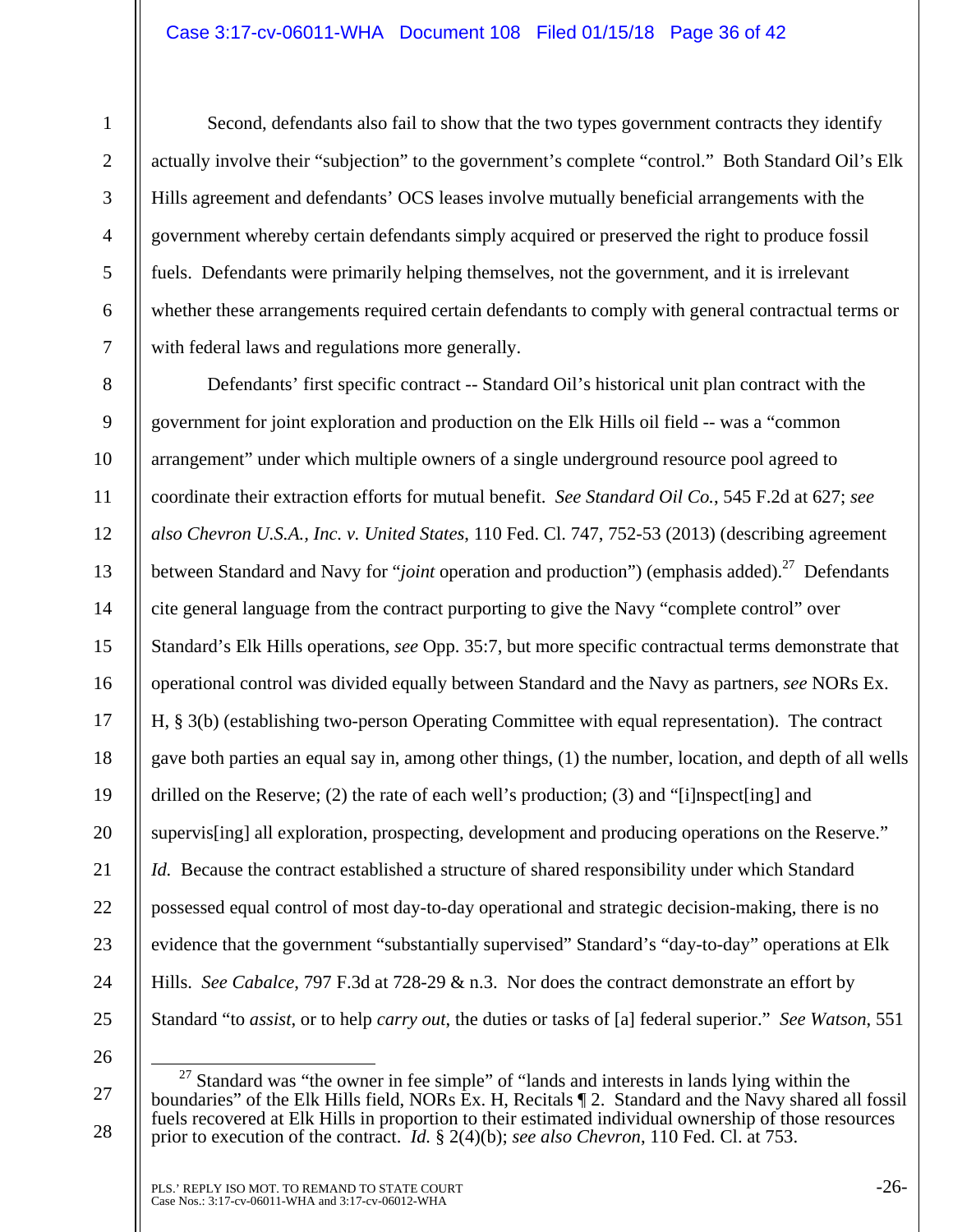Second, defendants also fail to show that the two types government contracts they identify actually involve their "subjection" to the government's complete "control." Both Standard Oil's Elk Hills agreement and defendants' OCS leases involve mutually beneficial arrangements with the government whereby certain defendants simply acquired or preserved the right to produce fossil fuels. Defendants were primarily helping themselves, not the government, and it is irrelevant whether these arrangements required certain defendants to comply with general contractual terms or with federal laws and regulations more generally.

Defendants' first specific contract -- Standard Oil's historical unit plan contract with the government for joint exploration and production on the Elk Hills oil field -- was a "common arrangement" under which multiple owners of a single underground resource pool agreed to coordinate their extraction efforts for mutual benefit. *See Standard Oil Co.*, 545 F.2d at 627; *see also Chevron U.S.A., Inc. v. United States*, 110 Fed. Cl. 747, 752-53 (2013) (describing agreement between Standard and Navy for "*joint* operation and production") (emphasis added).[27] Defendants cite general language from the contract purporting to give the Navy "complete control" over Standard's Elk Hills operations, *see* Opp. 35:7, but more specific contractual terms demonstrate that operational control was divided equally between Standard and the Navy as partners, *see* NORs Ex. H, § 3(b) (establishing two-person Operating Committee with equal representation). The contract gave both parties an equal say in, among other things, (1) the number, location, and depth of all wells drilled on the Reserve; (2) the rate of each well's production; (3) and "[i]nspect[ing] and supervis[ing] all exploration, prospecting, development and producing operations on the Reserve." *Id.* Because the contract established a structure of shared responsibility under which Standard possessed equal control of most day-to-day operational and strategic decision-making, there is no evidence that the government "substantially supervised" Standard's "day-to-day" operations at Elk Hills. *See Cabalce*, 797 F.3d at 728-29 & n.3. Nor does the contract demonstrate an effort by Standard "to *assist*, or to help *carry out*, the duties or tasks of [a] federal superior." *See Watson*, 551

[27] Standard was "the owner in fee simple" of "lands and interests in lands lying within the boundaries" of the Elk Hills field, NORs Ex. H, Recitals ¶ 2. Standard and the Navy shared all fossil fuels recovered at Elk Hills in proportion to their estimated individual ownership of those resources prior to execution of the contract. *Id.* § 2(4)(b); *see also Chevron*, 110 Fed. Cl. at 753.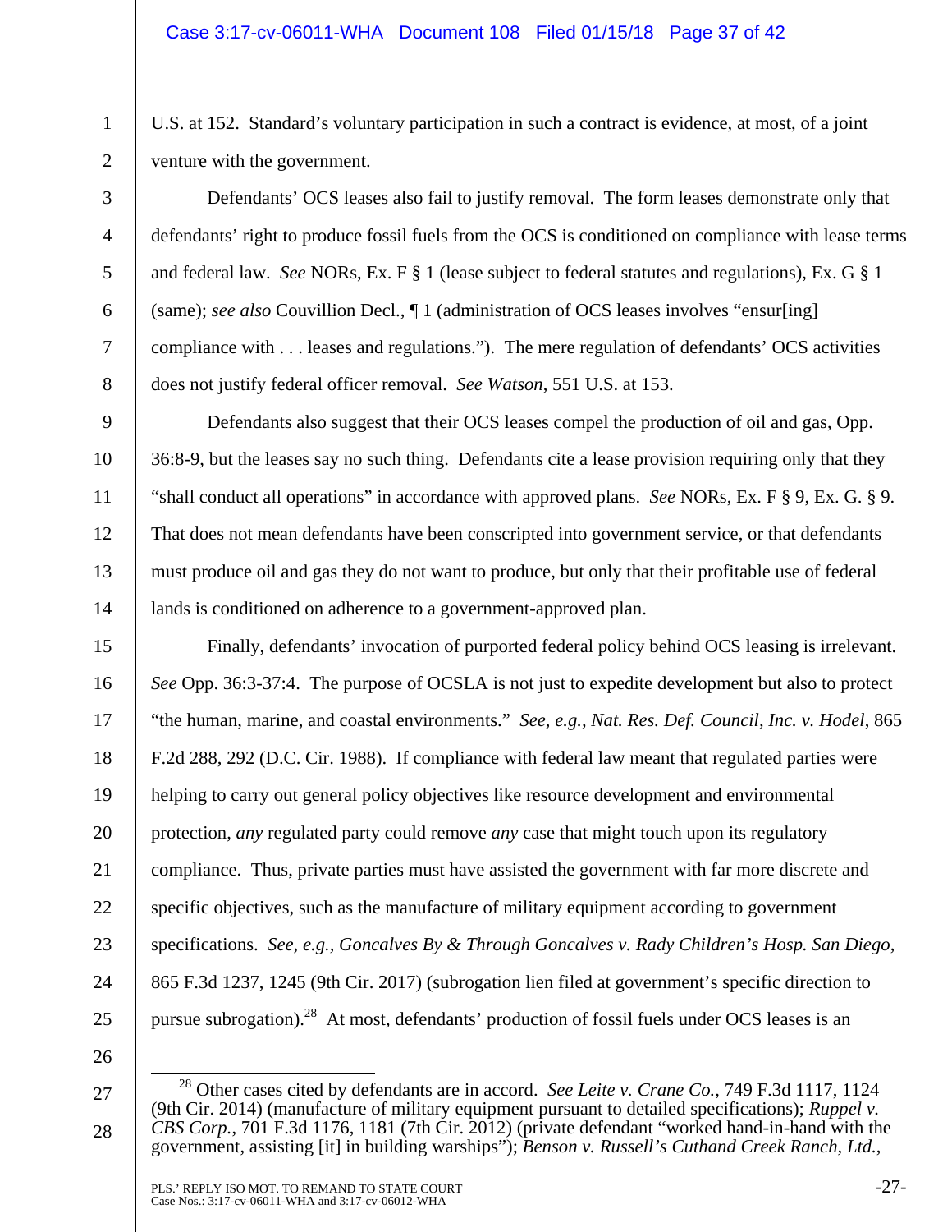U.S. at 152. Standard's voluntary participation in such a contract is evidence, at most, of a joint venture with the government.

Defendants' OCS leases also fail to justify removal. The form leases demonstrate only that defendants' right to produce fossil fuels from the OCS is conditioned on compliance with lease terms and federal law. *See* NORs, Ex. F § 1 (lease subject to federal statutes and regulations), Ex. G § 1 (same); *see also* Couvillion Decl., ¶ 1 (administration of OCS leases involves "ensur[ing] compliance with . . . leases and regulations."). The mere regulation of defendants' OCS activities does not justify federal officer removal. *See Watson*, 551 U.S. at 153.

Defendants also suggest that their OCS leases compel the production of oil and gas, Opp. 36:8-9, but the leases say no such thing. Defendants cite a lease provision requiring only that they "shall conduct all operations" in accordance with approved plans. *See* NORs, Ex. F § 9, Ex. G. § 9. That does not mean defendants have been conscripted into government service, or that defendants must produce oil and gas they do not want to produce, but only that their profitable use of federal lands is conditioned on adherence to a government-approved plan.

Finally, defendants' invocation of purported federal policy behind OCS leasing is irrelevant. *See* Opp. 36:3-37:4. The purpose of OCSLA is not just to expedite development but also to protect "the human, marine, and coastal environments." *See, e.g.*, *Nat. Res. Def. Council, Inc. v. Hodel*, 865 F.2d 288, 292 (D.C. Cir. 1988). If compliance with federal law meant that regulated parties were helping to carry out general policy objectives like resource development and environmental protection, *any* regulated party could remove *any* case that might touch upon its regulatory compliance. Thus, private parties must have assisted the government with far more discrete and specific objectives, such as the manufacture of military equipment according to government specifications. *See, e.g.*, *Goncalves By & Through Goncalves v. Rady Children's Hosp. San Diego*, 865 F.3d 1237, 1245 (9th Cir. 2017) (subrogation lien filed at government's specific direction to pursue subrogation).[28] At most, defendants' production of fossil fuels under OCS leases is an

---

[28] Other cases cited by defendants are in accord. *See Leite v. Crane Co.*, 749 F.3d 1117, 1124 (9th Cir. 2014) (manufacture of military equipment pursuant to detailed specifications); *Ruppel v. CBS Corp.*, 701 F.3d 1176, 1181 (7th Cir. 2012) (private defendant "worked hand-in-hand with the government, assisting [it] in building warships"); *Benson v. Russell's Cuthand Creek Ranch, Ltd.*,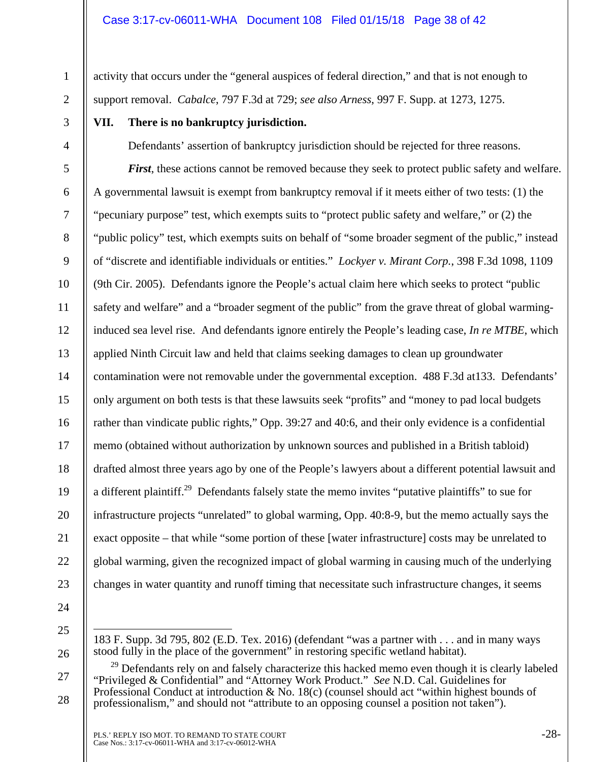activity that occurs under the "general auspices of federal direction," and that is not enough to support removal. *Cabalce*, 797 F.3d at 729; *see also Arness*, 997 F. Supp. at 1273, 1275.

**VII. There is no bankruptcy jurisdiction.**

Defendants' assertion of bankruptcy jurisdiction should be rejected for three reasons.

***First***, these actions cannot be removed because they seek to protect public safety and welfare. A governmental lawsuit is exempt from bankruptcy removal if it meets either of two tests: (1) the "pecuniary purpose" test, which exempts suits to "protect public safety and welfare," or (2) the "public policy" test, which exempts suits on behalf of "some broader segment of the public," instead of "discrete and identifiable individuals or entities." *Lockyer v. Mirant Corp.*, 398 F.3d 1098, 1109 (9th Cir. 2005). Defendants ignore the People's actual claim here which seeks to protect "public safety and welfare" and a "broader segment of the public" from the grave threat of global warming-induced sea level rise. And defendants ignore entirely the People's leading case, *In re MTBE*, which applied Ninth Circuit law and held that claims seeking damages to clean up groundwater contamination were not removable under the governmental exception. 488 F.3d at133. Defendants' only argument on both tests is that these lawsuits seek "profits" and "money to pad local budgets rather than vindicate public rights," Opp. 39:27 and 40:6, and their only evidence is a confidential memo (obtained without authorization by unknown sources and published in a British tabloid) drafted almost three years ago by one of the People's lawyers about a different potential lawsuit and a different plaintiff.[29] Defendants falsely state the memo invites "putative plaintiffs" to sue for infrastructure projects "unrelated" to global warming, Opp. 40:8-9, but the memo actually says the exact opposite – that while "some portion of these [water infrastructure] costs may be unrelated to global warming, given the recognized impact of global warming in causing much of the underlying changes in water quantity and runoff timing that necessitate such infrastructure changes, it seems

---

183 F. Supp. 3d 795, 802 (E.D. Tex. 2016) (defendant "was a partner with . . . and in many ways stood fully in the place of the government" in restoring specific wetland habitat).

[29] Defendants rely on and falsely characterize this hacked memo even though it is clearly labeled "Privileged & Confidential" and "Attorney Work Product." *See* N.D. Cal. Guidelines for Professional Conduct at introduction & No. 18(c) (counsel should act "within highest bounds of professionalism," and should not "attribute to an opposing counsel a position not taken").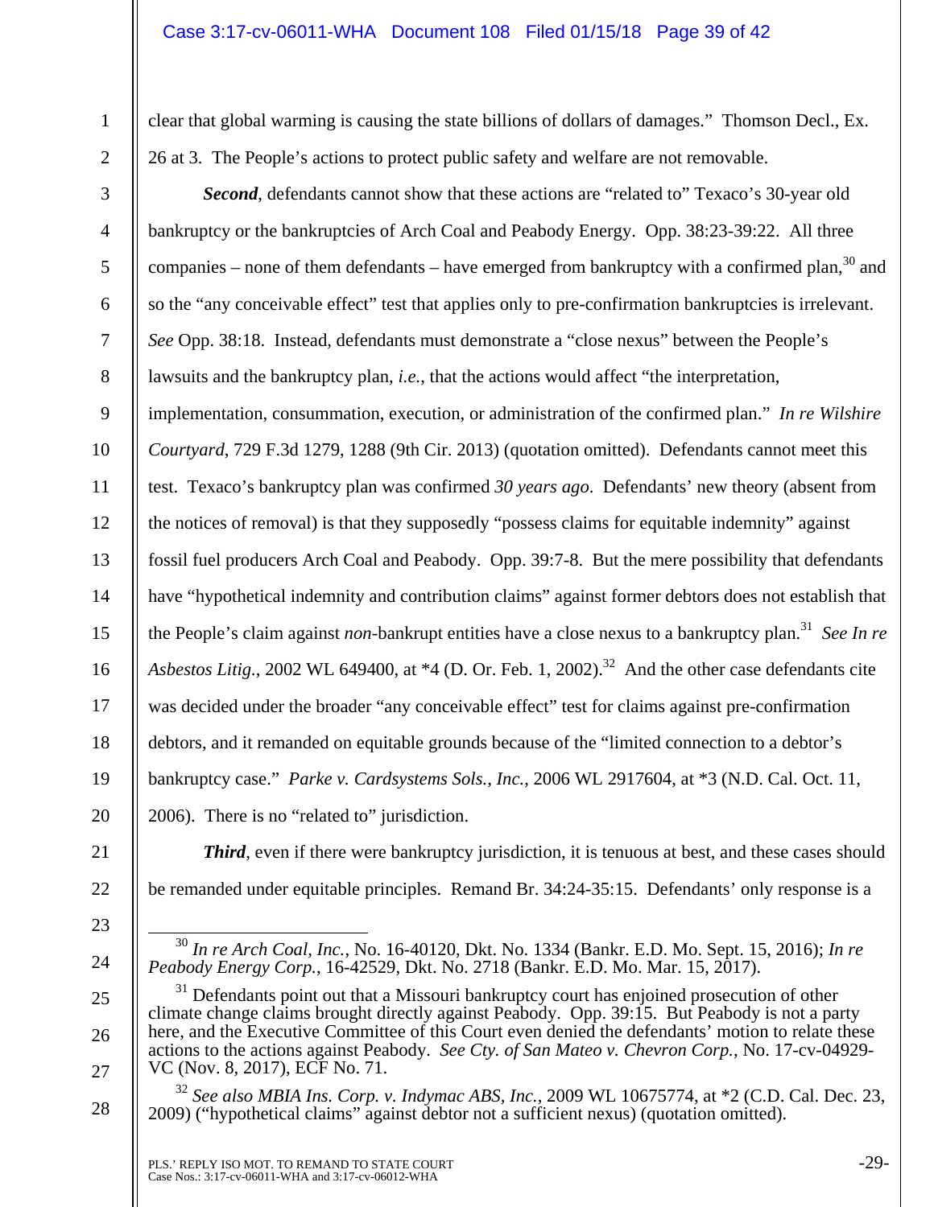clear that global warming is causing the state billions of dollars of damages." Thomson Decl., Ex. 26 at 3. The People's actions to protect public safety and welfare are not removable.

***Second***, defendants cannot show that these actions are "related to" Texaco's 30-year old bankruptcy or the bankruptcies of Arch Coal and Peabody Energy. Opp. 38:23-39:22. All three companies – none of them defendants – have emerged from bankruptcy with a confirmed plan,[30] and so the "any conceivable effect" test that applies only to pre-confirmation bankruptcies is irrelevant. *See* Opp. 38:18. Instead, defendants must demonstrate a "close nexus" between the People's lawsuits and the bankruptcy plan, *i.e.*, that the actions would affect "the interpretation, implementation, consummation, execution, or administration of the confirmed plan." *In re Wilshire Courtyard*, 729 F.3d 1279, 1288 (9th Cir. 2013) (quotation omitted). Defendants cannot meet this test. Texaco's bankruptcy plan was confirmed *30 years ago*. Defendants' new theory (absent from the notices of removal) is that they supposedly "possess claims for equitable indemnity" against fossil fuel producers Arch Coal and Peabody. Opp. 39:7-8. But the mere possibility that defendants have "hypothetical indemnity and contribution claims" against former debtors does not establish that the People's claim against *non*-bankrupt entities have a close nexus to a bankruptcy plan.[31] *See In re Asbestos Litig.*, 2002 WL 649400, at *4 (D. Or. Feb. 1, 2002).[32] And the other case defendants cite was decided under the broader "any conceivable effect" test for claims against pre-confirmation debtors, and it remanded on equitable grounds because of the "limited connection to a debtor's bankruptcy case." *Parke v. Cardsystems Sols., Inc.*, 2006 WL 2917604, at *3 (N.D. Cal. Oct. 11, 2006). There is no "related to" jurisdiction.

***Third***, even if there were bankruptcy jurisdiction, it is tenuous at best, and these cases should be remanded under equitable principles. Remand Br. 34:24-35:15. Defendants' only response is a

---

[30] *In re Arch Coal, Inc.*, No. 16-40120, Dkt. No. 1334 (Bankr. E.D. Mo. Sept. 15, 2016); *In re Peabody Energy Corp.*, 16-42529, Dkt. No. 2718 (Bankr. E.D. Mo. Mar. 15, 2017).

[31] Defendants point out that a Missouri bankruptcy court has enjoined prosecution of other climate change claims brought directly against Peabody. Opp. 39:15. But Peabody is not a party here, and the Executive Committee of this Court even denied the defendants' motion to relate these actions to the actions against Peabody. *See Cty. of San Mateo v. Chevron Corp.*, No. 17-cv-04929-VC (Nov. 8, 2017), ECF No. 71.

[32] *See also MBIA Ins. Corp. v. Indymac ABS, Inc.*, 2009 WL 10675774, at *2 (C.D. Cal. Dec. 23, 2009) ("hypothetical claims" against debtor not a sufficient nexus) (quotation omitted).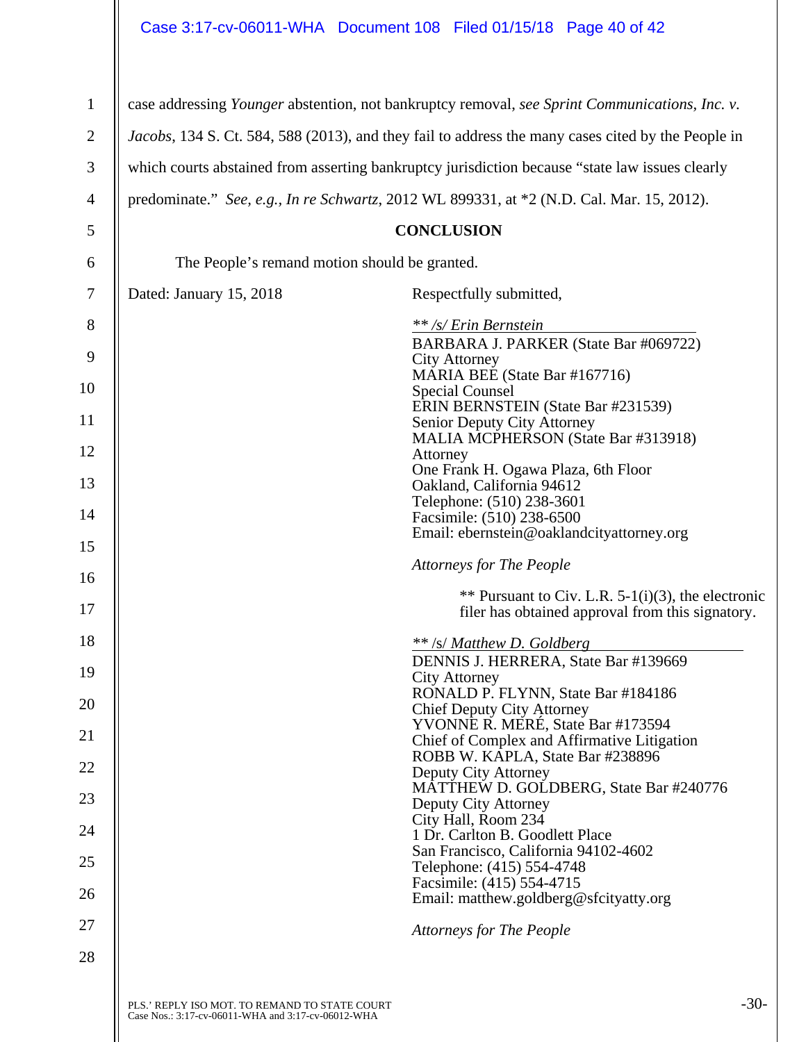case addressing *Younger* abstention, not bankruptcy removal, *see Sprint Communications, Inc. v. Jacobs*, 134 S. Ct. 584, 588 (2013), and they fail to address the many cases cited by the People in which courts abstained from asserting bankruptcy jurisdiction because "state law issues clearly predominate." *See, e.g.*, *In re Schwartz*, 2012 WL 899331, at *2 (N.D. Cal. Mar. 15, 2012).

## CONCLUSION

The People's remand motion should be granted.

Dated: January 15, 2018

Respectfully submitted,

*** /s/ Erin Bernstein*
BARBARA J. PARKER (State Bar #069722)
City Attorney
MARIA BEE (State Bar #167716)
Special Counsel
ERIN BERNSTEIN (State Bar #231539)
Senior Deputy City Attorney
MALIA MCPHERSON (State Bar #313918)
Attorney
One Frank H. Ogawa Plaza, 6th Floor
Oakland, California 94612
Telephone: (510) 238-3601
Facsimile: (510) 238-6500
Email: ebernstein@oaklandcityattorney.org

*Attorneys for The People*

** Pursuant to Civ. L.R. 5-1(i)(3), the electronic filer has obtained approval from this signatory.

** /s/ *Matthew D. Goldberg*
DENNIS J. HERRERA, State Bar #139669
City Attorney
RONALD P. FLYNN, State Bar #184186
Chief Deputy City Attorney
YVONNE R. MERÉ, State Bar #173594
Chief of Complex and Affirmative Litigation
ROBB W. KAPLA, State Bar #238896
Deputy City Attorney
MATTHEW D. GOLDBERG, State Bar #240776
Deputy City Attorney
City Hall, Room 234
1 Dr. Carlton B. Goodlett Place
San Francisco, California 94102-4602
Telephone: (415) 554-4748
Facsimile: (415) 554-4715
Email: matthew.goldberg@sfcityatty.org

*Attorneys for The People*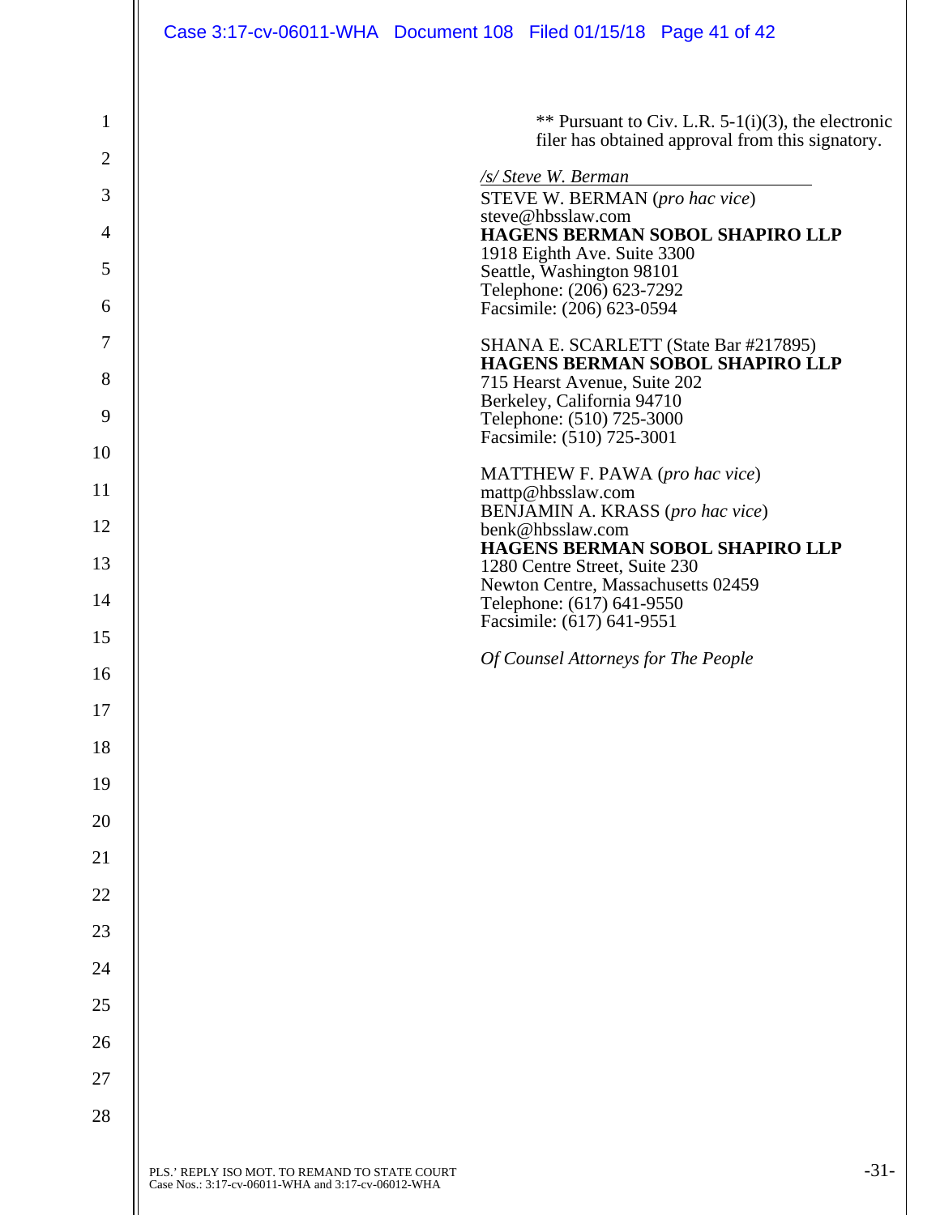** Pursuant to Civ. L.R. 5-1(i)(3), the electronic filer has obtained approval from this signatory.

*/s/ Steve W. Berman*

STEVE W. BERMAN (*pro hac vice*)
steve@hbsslaw.com
**HAGENS BERMAN SOBOL SHAPIRO LLP**
1918 Eighth Ave. Suite 3300
Seattle, Washington 98101
Telephone: (206) 623-7292
Facsimile: (206) 623-0594

SHANA E. SCARLETT (State Bar #217895)
**HAGENS BERMAN SOBOL SHAPIRO LLP**
715 Hearst Avenue, Suite 202
Berkeley, California 94710
Telephone: (510) 725-3000
Facsimile: (510) 725-3001

MATTHEW F. PAWA (*pro hac vice*)
mattp@hbsslaw.com
BENJAMIN A. KRASS (*pro hac vice*)
benk@hbsslaw.com
**HAGENS BERMAN SOBOL SHAPIRO LLP**
1280 Centre Street, Suite 230
Newton Centre, Massachusetts 02459
Telephone: (617) 641-9550
Facsimile: (617) 641-9551

*Of Counsel Attorneys for The People*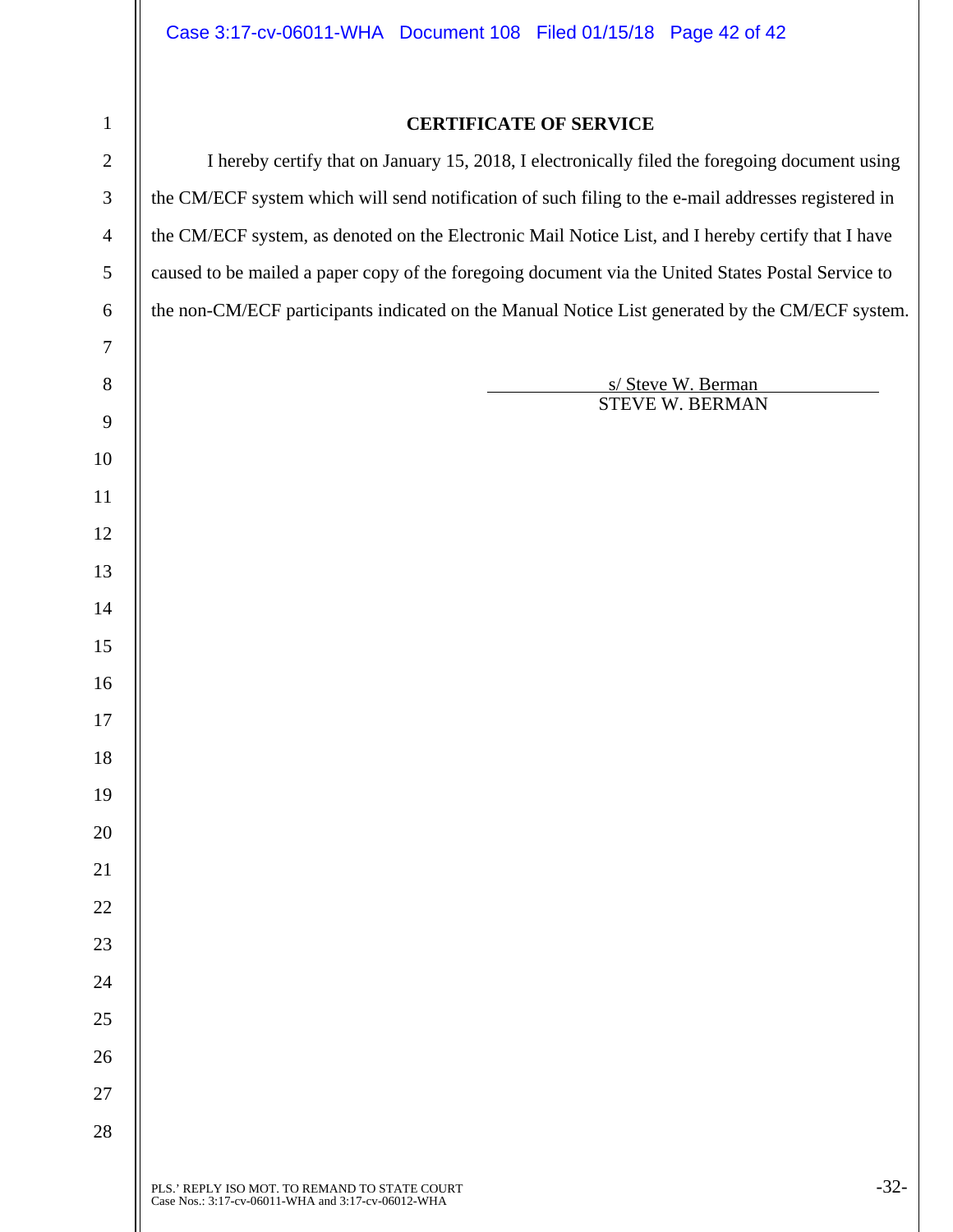## CERTIFICATE OF SERVICE

I hereby certify that on January 15, 2018, I electronically filed the foregoing document using the CM/ECF system which will send notification of such filing to the e-mail addresses registered in the CM/ECF system, as denoted on the Electronic Mail Notice List, and I hereby certify that I have caused to be mailed a paper copy of the foregoing document via the United States Postal Service to the non-CM/ECF participants indicated on the Manual Notice List generated by the CM/ECF system.

s/ Steve W. Berman
STEVE W. BERMAN